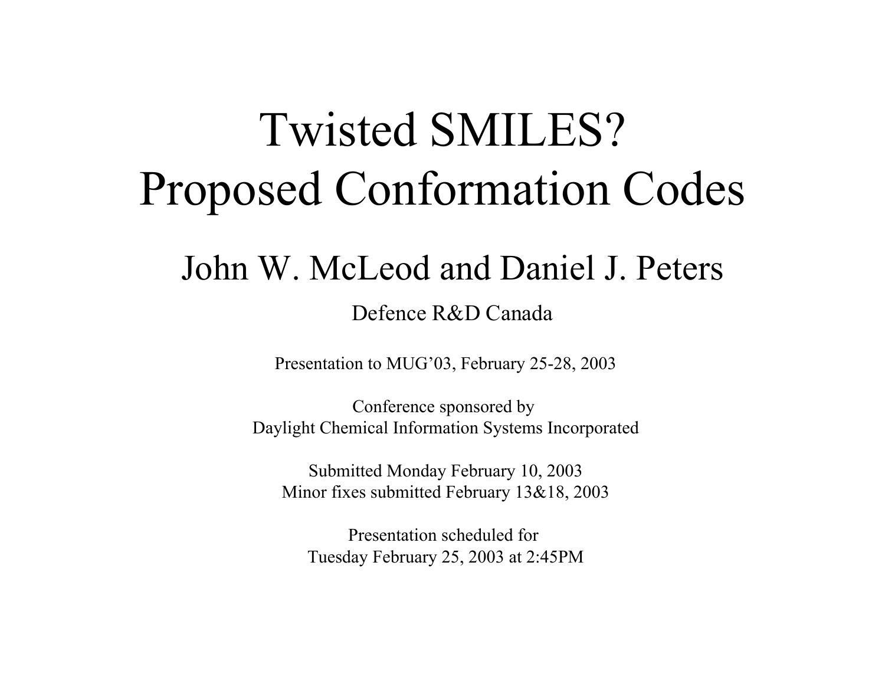# Twisted SMILES?
# Proposed Conformation Codes

## John W. McLeod and Daniel J. Peters

Defence R&D Canada

Presentation to MUG'03, February 25-28, 2003

Conference sponsored by
Daylight Chemical Information Systems Incorporated

Submitted Monday February 10, 2003
Minor fixes submitted February 13&18, 2003

Presentation scheduled for
Tuesday February 25, 2003 at 2:45PM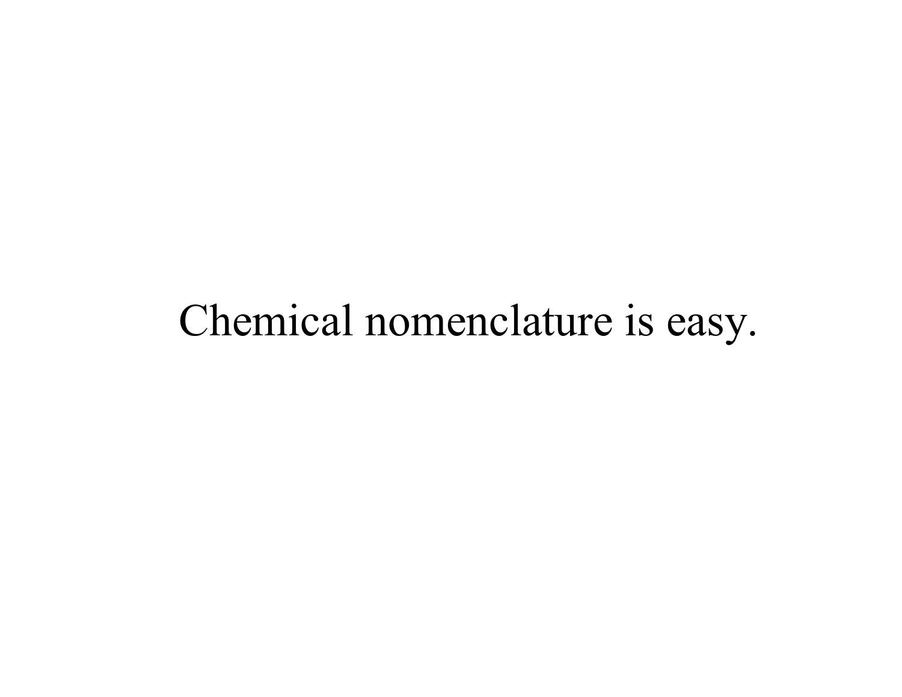Chemical nomenclature is easy.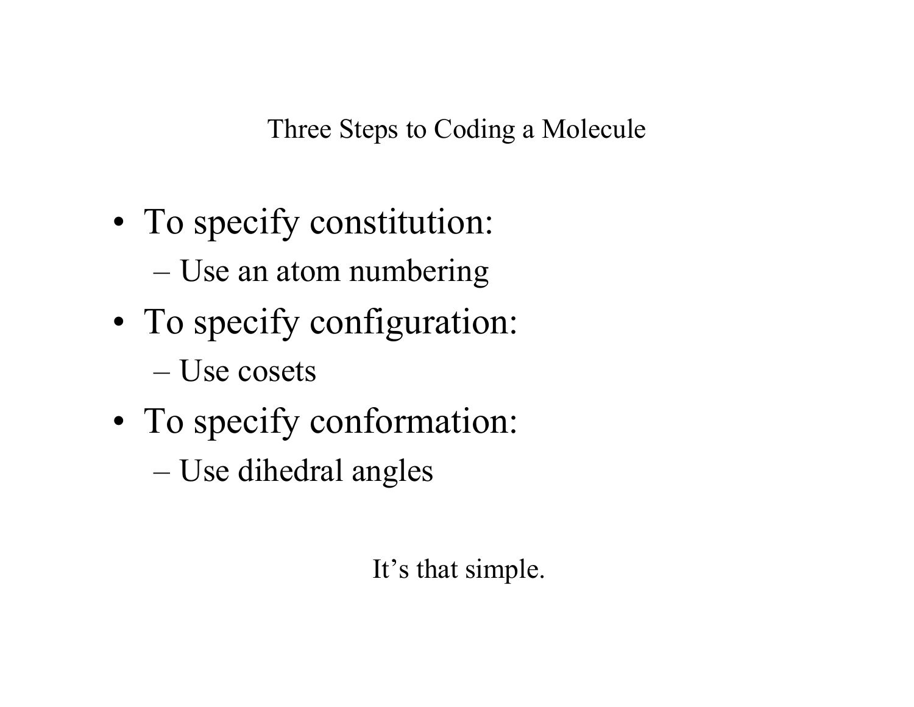# Three Steps to Coding a Molecule

- To specify constitution:
  - Use an atom numbering
- To specify configuration:
  - Use cosets
- To specify conformation:
  - Use dihedral angles

It's that simple.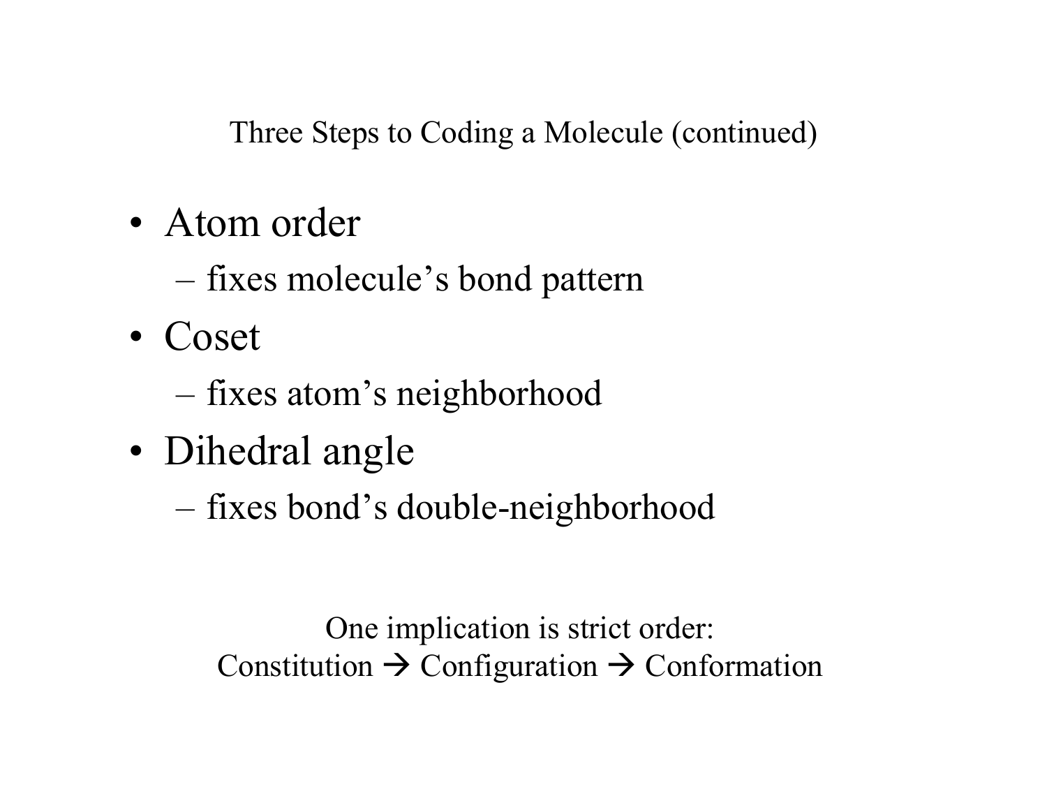# Three Steps to Coding a Molecule (continued)

- Atom order
  - fixes molecule's bond pattern
- Coset
  - fixes atom's neighborhood
- Dihedral angle
  - fixes bond's double-neighborhood

One implication is strict order:
Constitution → Configuration → Conformation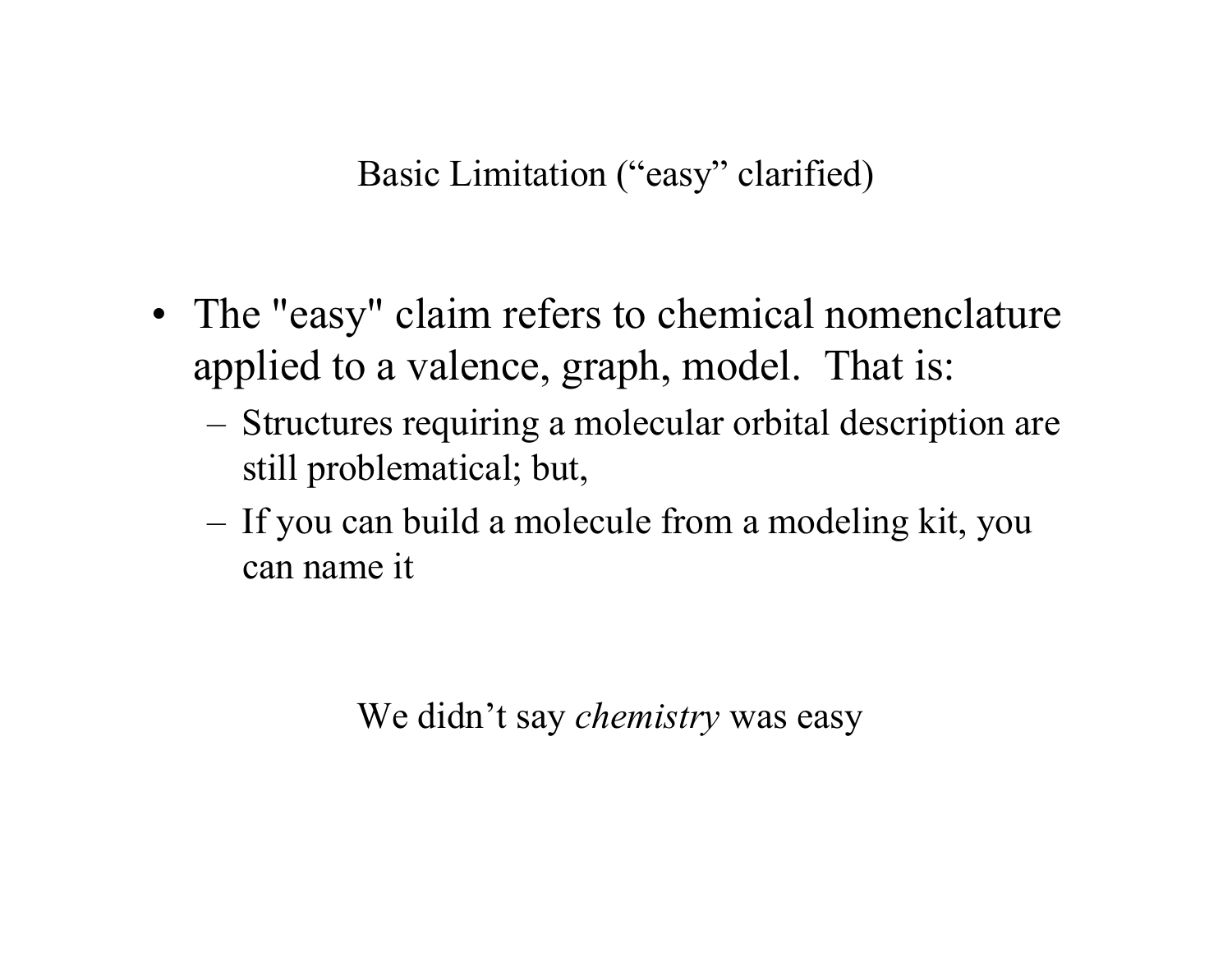## Basic Limitation (“easy” clarified)

- The "easy" claim refers to chemical nomenclature applied to a valence, graph, model. That is:
  - Structures requiring a molecular orbital description are still problematical; but,
  - If you can build a molecule from a modeling kit, you can name it

We didn’t say *chemistry* was easy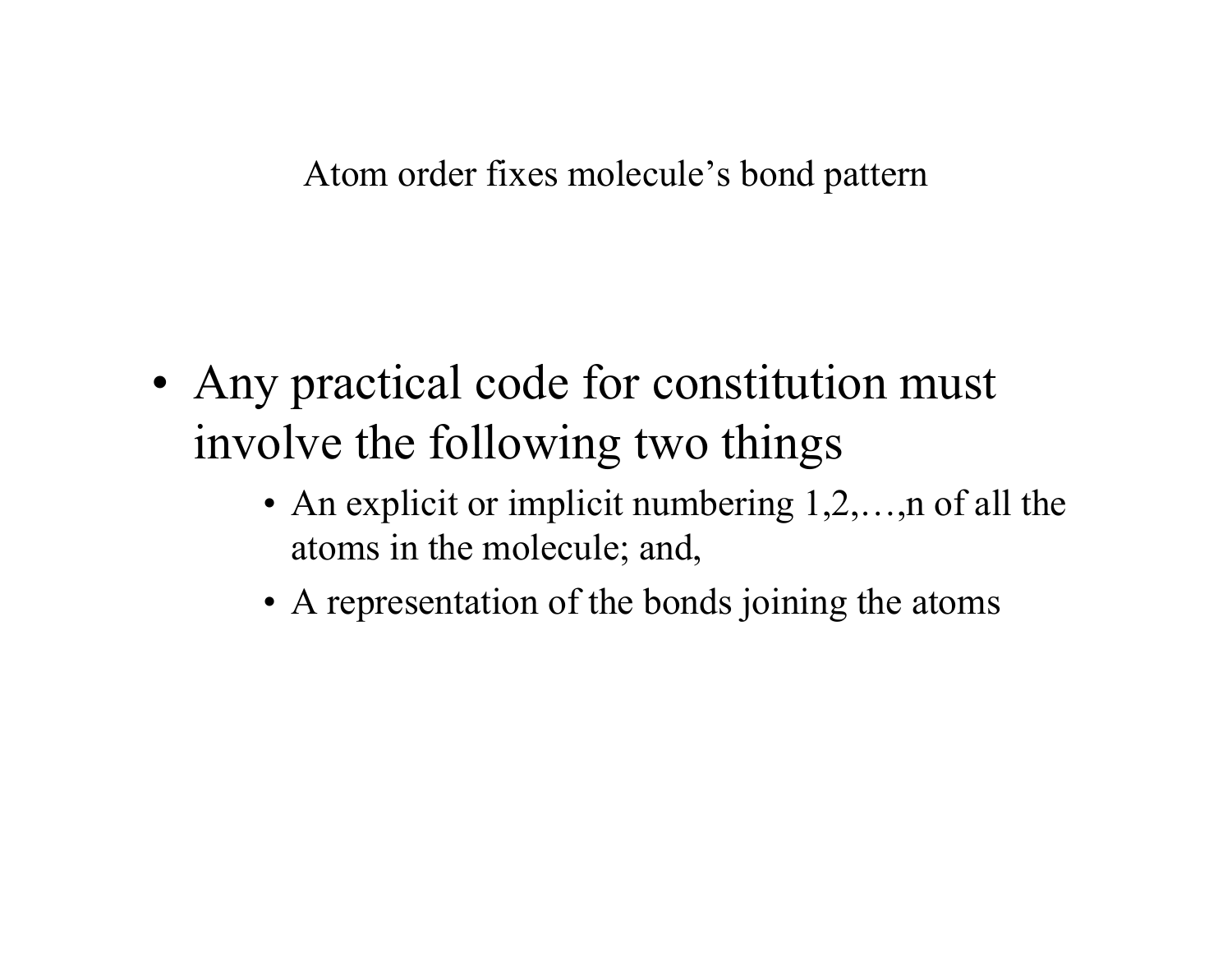# Atom order fixes molecule's bond pattern

- Any practical code for constitution must involve the following two things
  - An explicit or implicit numbering 1,2,…,n of all the atoms in the molecule; and,
  - A representation of the bonds joining the atoms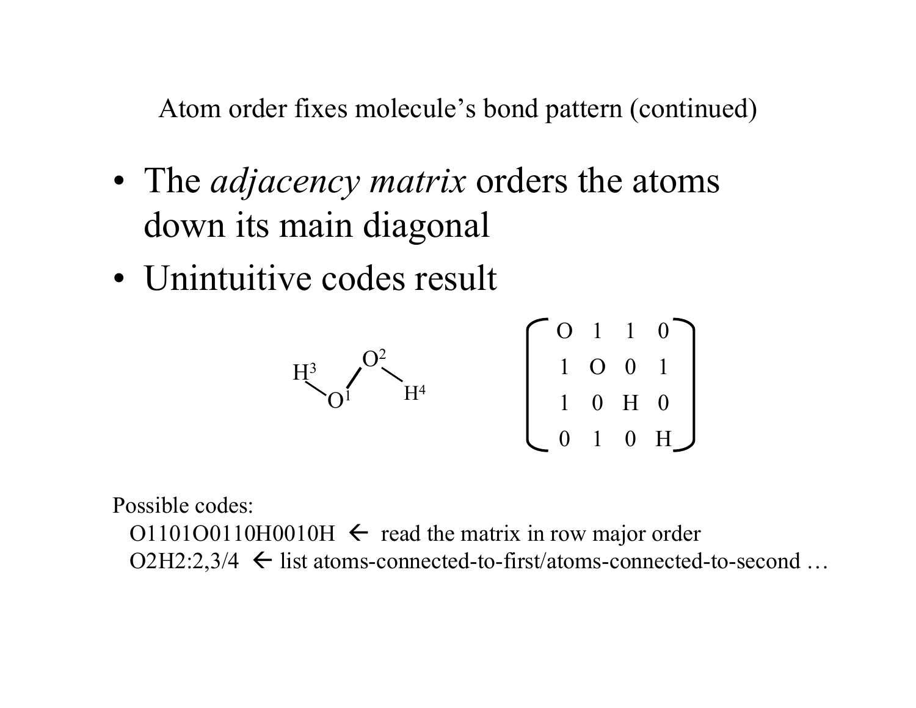# Atom order fixes molecule's bond pattern (continued)

- The *adjacency matrix* orders the atoms down its main diagonal
- Unintuitive codes result

H³ O¹ O² H⁴

$$\begin{pmatrix} O & 1 & 1 & 0 \\ 1 & O & 0 & 1 \\ 1 & 0 & H & 0 \\ 0 & 1 & 0 & H \end{pmatrix}$$

Possible codes:

O1101O0110H0010H ← read the matrix in row major order

O2H2:2,3/4 ← list atoms-connected-to-first/atoms-connected-to-second …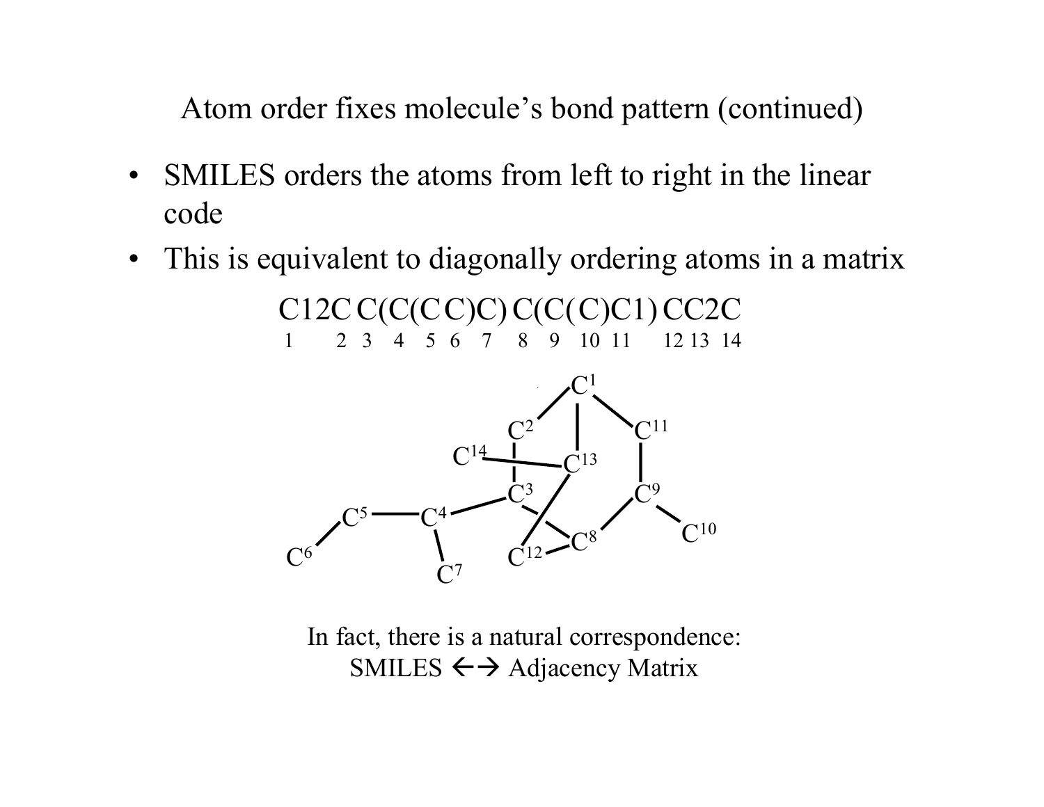# Atom order fixes molecule's bond pattern (continued)

- SMILES orders the atoms from left to right in the linear code
- This is equivalent to diagonally ordering atoms in a matrix

```
C12C C(C(C C)C) C(C(C)C1) CC2C
1    2 3  4  5 6  7   8 9  10 11   12 13 14
```

In fact, there is a natural correspondence:
SMILES ←→ Adjacency Matrix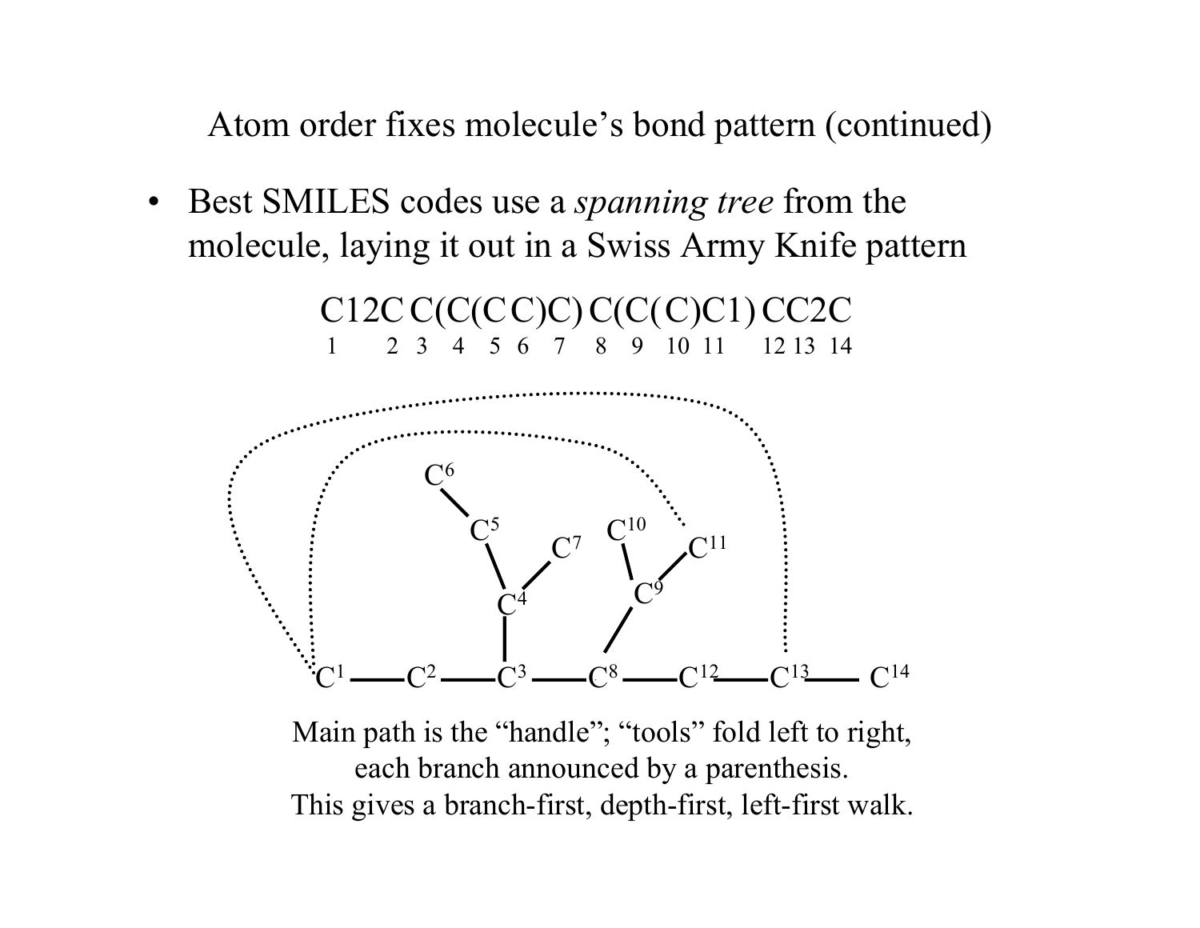# Atom order fixes molecule's bond pattern (continued)

- Best SMILES codes use a *spanning tree* from the molecule, laying it out in a Swiss Army Knife pattern

```
C12C C(C(C C)C) C(C(C)C1) CC2C
1   2 3  4  5 6  7  8  9 10 11  12 13 14
```

Main path is the "handle"; "tools" fold left to right, each branch announced by a parenthesis.
This gives a branch-first, depth-first, left-first walk.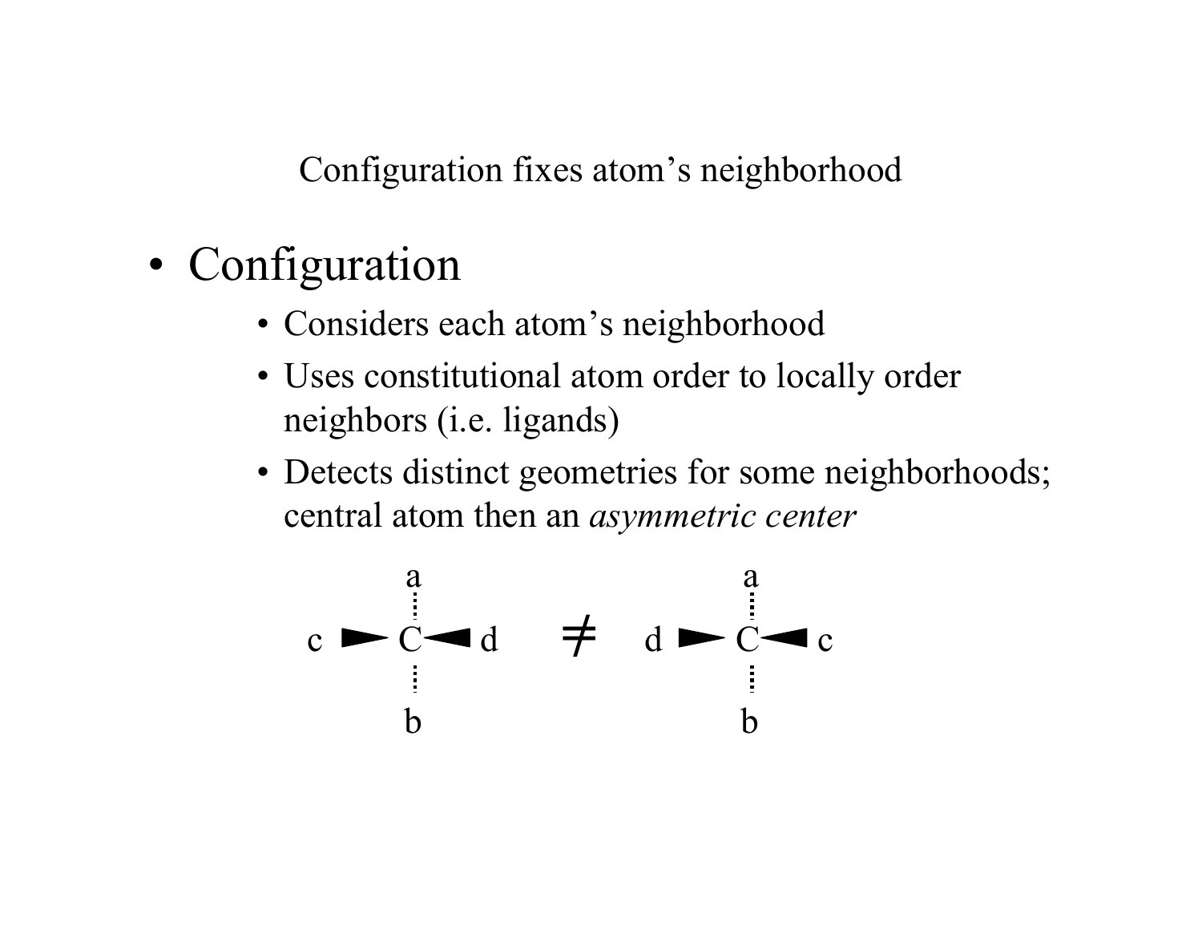Configuration fixes atom's neighborhood

# Configuration

- Considers each atom's neighborhood
- Uses constitutional atom order to locally order neighbors (i.e. ligands)
- Detects distinct geometries for some neighborhoods; central atom then an *asymmetric center*

$$c \blacktriangleright C \blacktriangleleft d \text{ (a, b dashed)} \neq d \blacktriangleright C \blacktriangleleft c \text{ (a, b dashed)}$$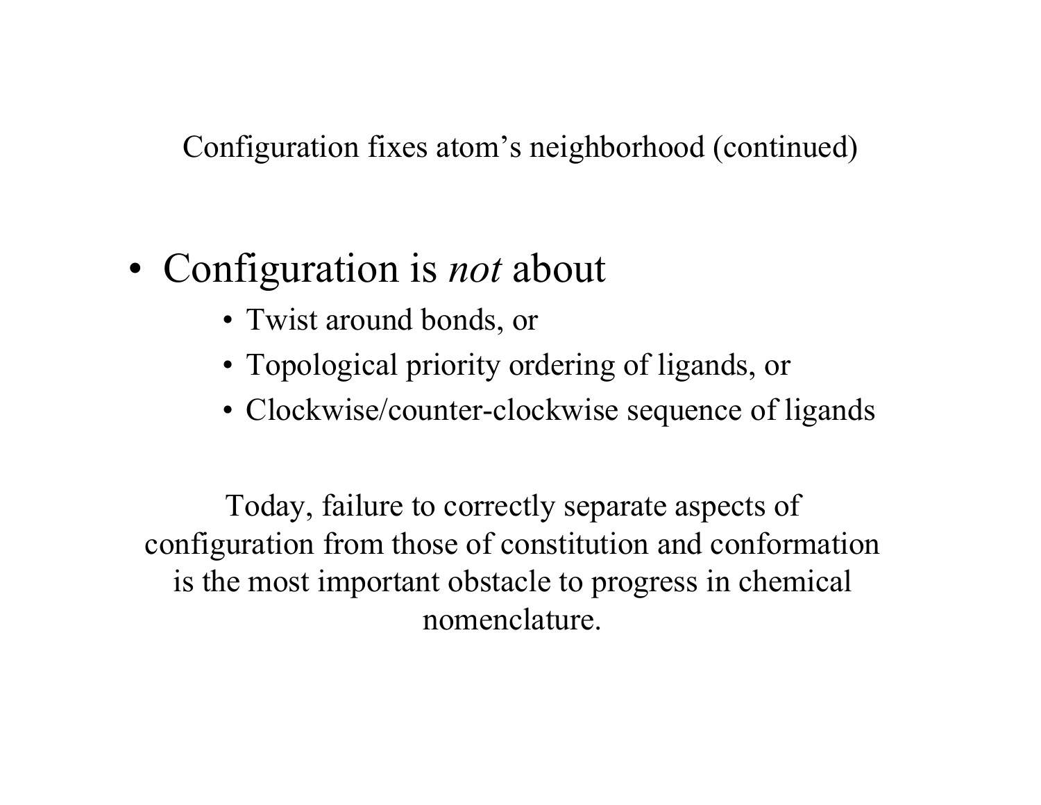## Configuration fixes atom’s neighborhood (continued)

- Configuration is *not* about
  - Twist around bonds, or
  - Topological priority ordering of ligands, or
  - Clockwise/counter-clockwise sequence of ligands

Today, failure to correctly separate aspects of configuration from those of constitution and conformation is the most important obstacle to progress in chemical nomenclature.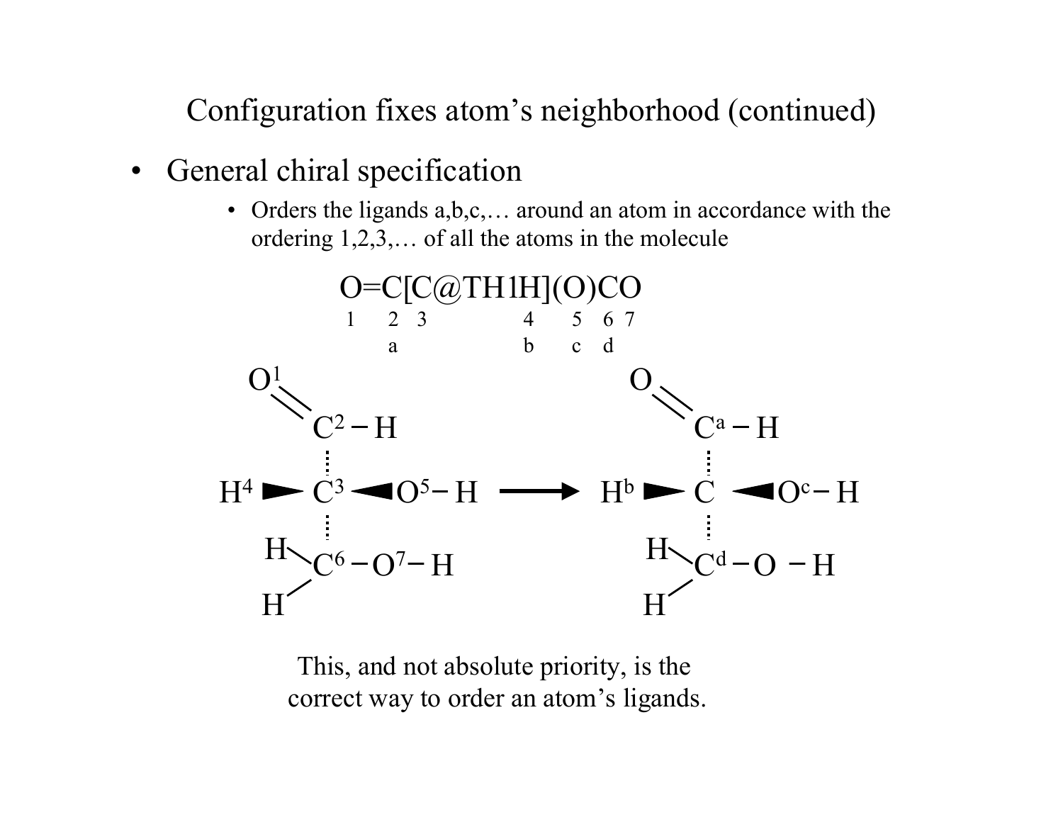# Configuration fixes atom's neighborhood (continued)

- General chiral specification
  - Orders the ligands a,b,c,… around an atom in accordance with the ordering 1,2,3,… of all the atoms in the molecule

```
O=C[C@TH1H](O)CO
1  2 3       4  5 6 7
   a         b  c d
```

This, and not absolute priority, is the correct way to order an atom's ligands.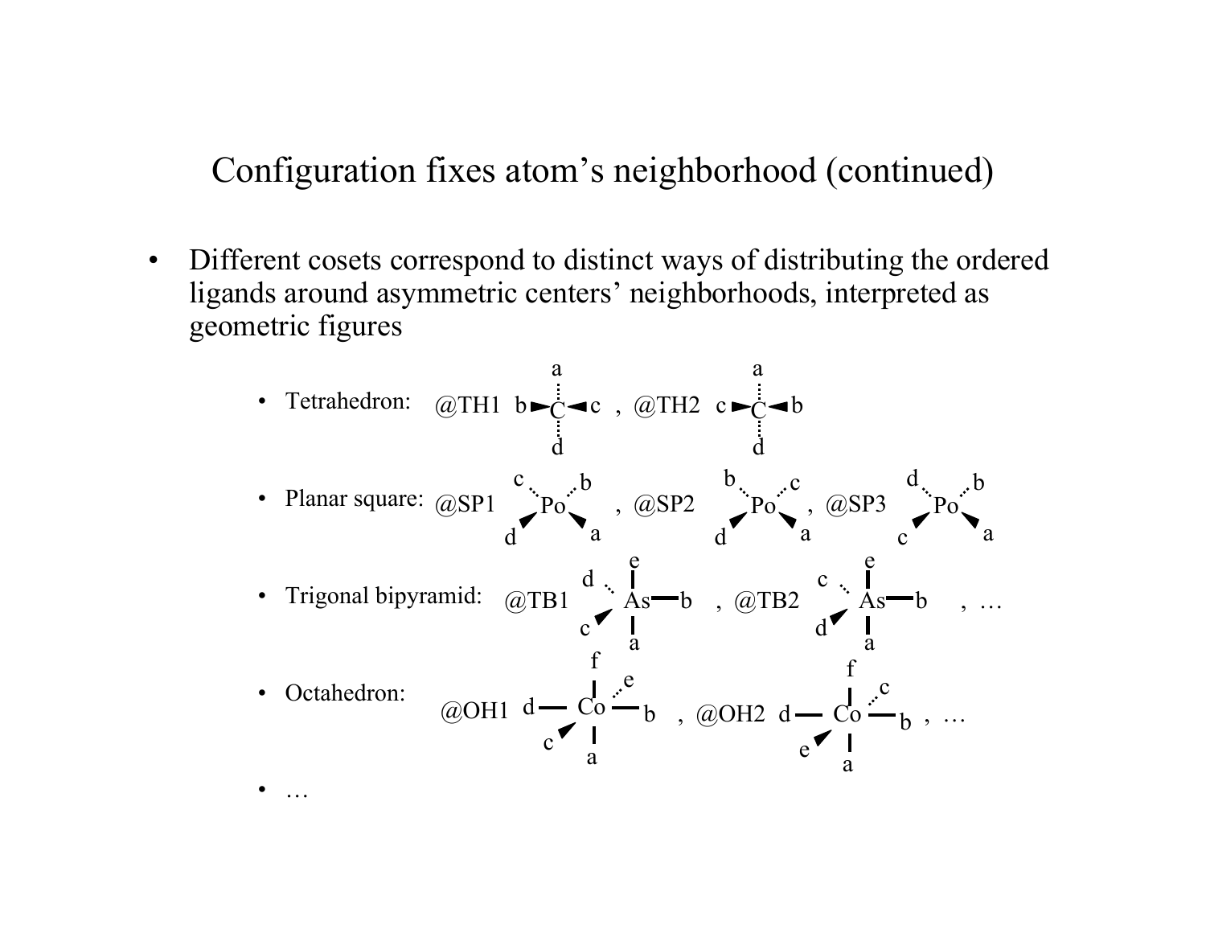# Configuration fixes atom's neighborhood (continued)

- Different cosets correspond to distinct ways of distributing the ordered ligands around asymmetric centers' neighborhoods, interpreted as geometric figures
  - Tetrahedron: @TH1, @TH2
  - Planar square: @SP1, @SP2, @SP3
  - Trigonal bipyramid: @TB1, @TB2, …
  - Octahedron: @OH1, @OH2, …
  - …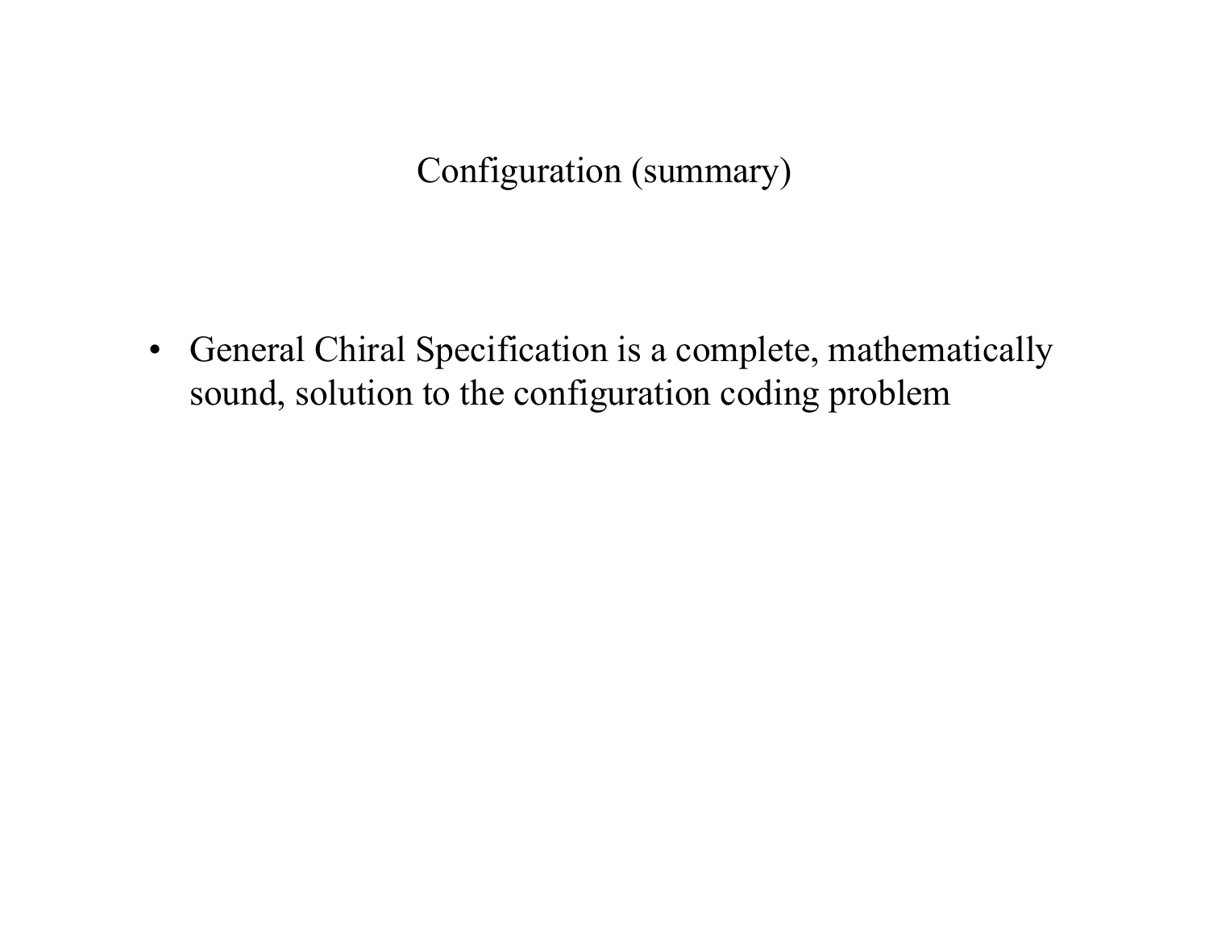# Configuration (summary)

- General Chiral Specification is a complete, mathematically sound, solution to the configuration coding problem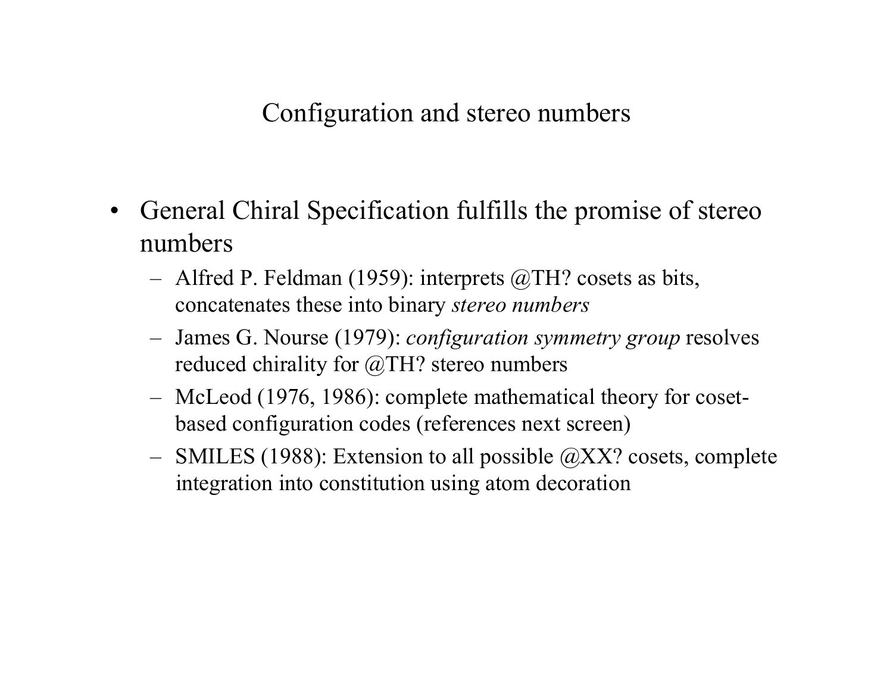# Configuration and stereo numbers

- General Chiral Specification fulfills the promise of stereo numbers
  - Alfred P. Feldman (1959): interprets @TH? cosets as bits, concatenates these into binary *stereo numbers*
  - James G. Nourse (1979): *configuration symmetry group* resolves reduced chirality for @TH? stereo numbers
  - McLeod (1976, 1986): complete mathematical theory for coset-based configuration codes (references next screen)
  - SMILES (1988): Extension to all possible @XX? cosets, complete integration into constitution using atom decoration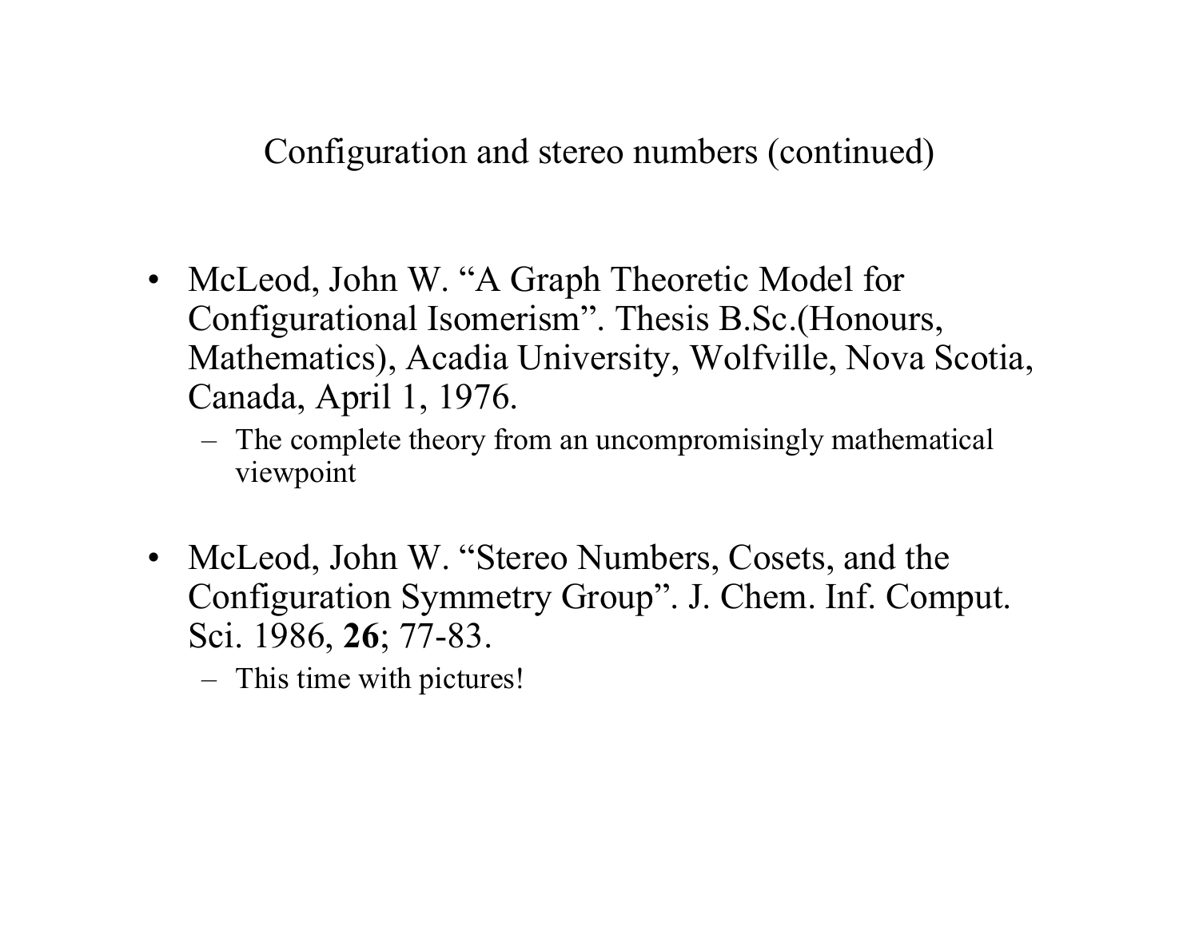# Configuration and stereo numbers (continued)

- McLeod, John W. "A Graph Theoretic Model for Configurational Isomerism". Thesis B.Sc.(Honours, Mathematics), Acadia University, Wolfville, Nova Scotia, Canada, April 1, 1976.
  - The complete theory from an uncompromisingly mathematical viewpoint

- McLeod, John W. "Stereo Numbers, Cosets, and the Configuration Symmetry Group". J. Chem. Inf. Comput. Sci. 1986, **26**; 77-83.
  - This time with pictures!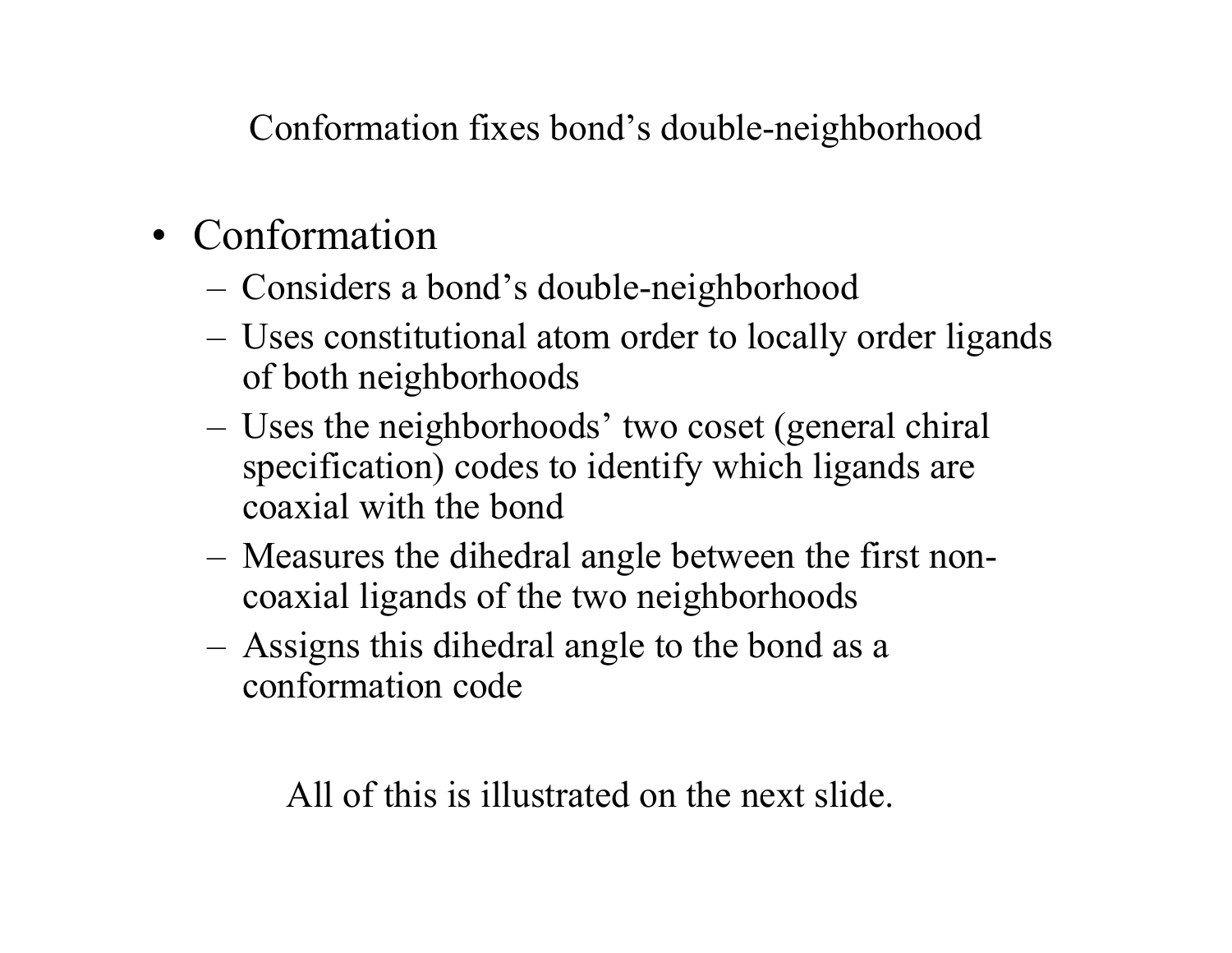## Conformation fixes bond's double-neighborhood

- Conformation
  - Considers a bond's double-neighborhood
  - Uses constitutional atom order to locally order ligands of both neighborhoods
  - Uses the neighborhoods' two coset (general chiral specification) codes to identify which ligands are coaxial with the bond
  - Measures the dihedral angle between the first non-coaxial ligands of the two neighborhoods
  - Assigns this dihedral angle to the bond as a conformation code

All of this is illustrated on the next slide.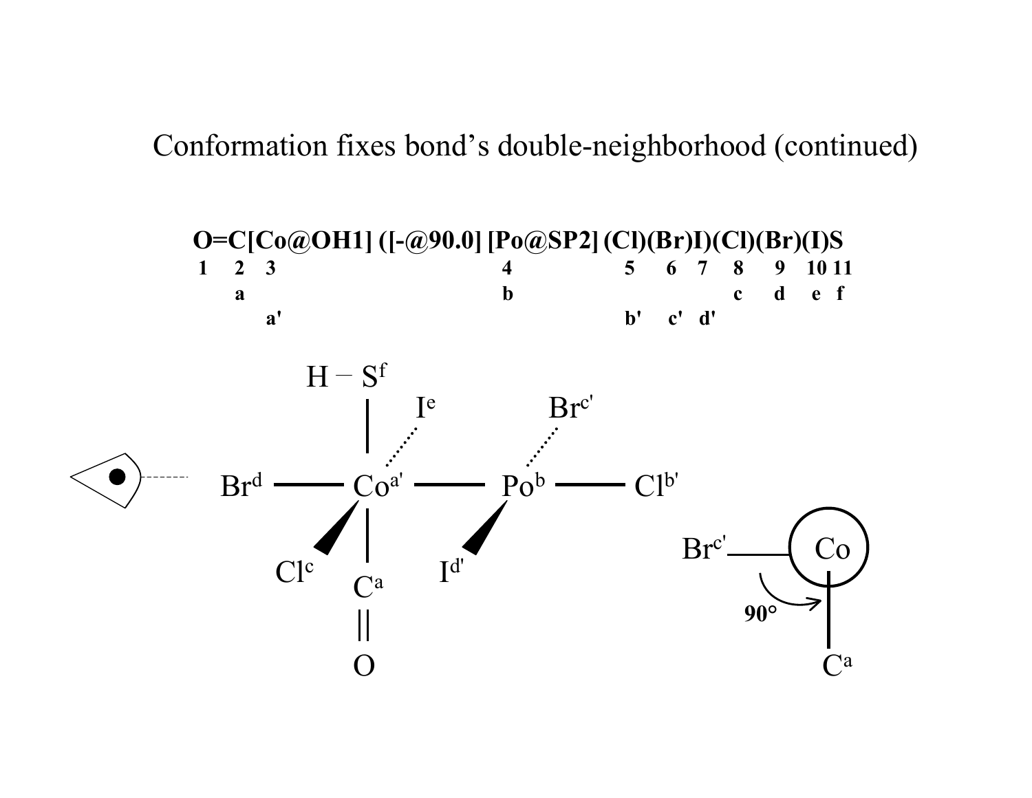# Conformation fixes bond's double-neighborhood (continued)

**O=C[Co@OH1]([-@90.0][Po@SP2](Cl)(Br)I)(Cl)(Br)(I)S**

| O | =C | [Co@OH1] | ([-@90.0] | [Po@SP2] | (Cl) | (Br) | I) | (Cl) | (Br) | (I) | S |
|---|---|---|---|---|---|---|---|---|---|---|---|
| 1 | 2 | 3 | | 4 | 5 | 6 | 7 | 8 | 9 | 10 | 11 |
| | a | | | b | | | | c | d | e | f |
| | | a' | | | b' | c' | d' | | | | |

H – S[f]

I[e] Br[c']

Br[d] — Co[a'] — Po[b] — Cl[b']

Cl[c] C[a] I[d']

O

Br[c'] Co

90°

C[a]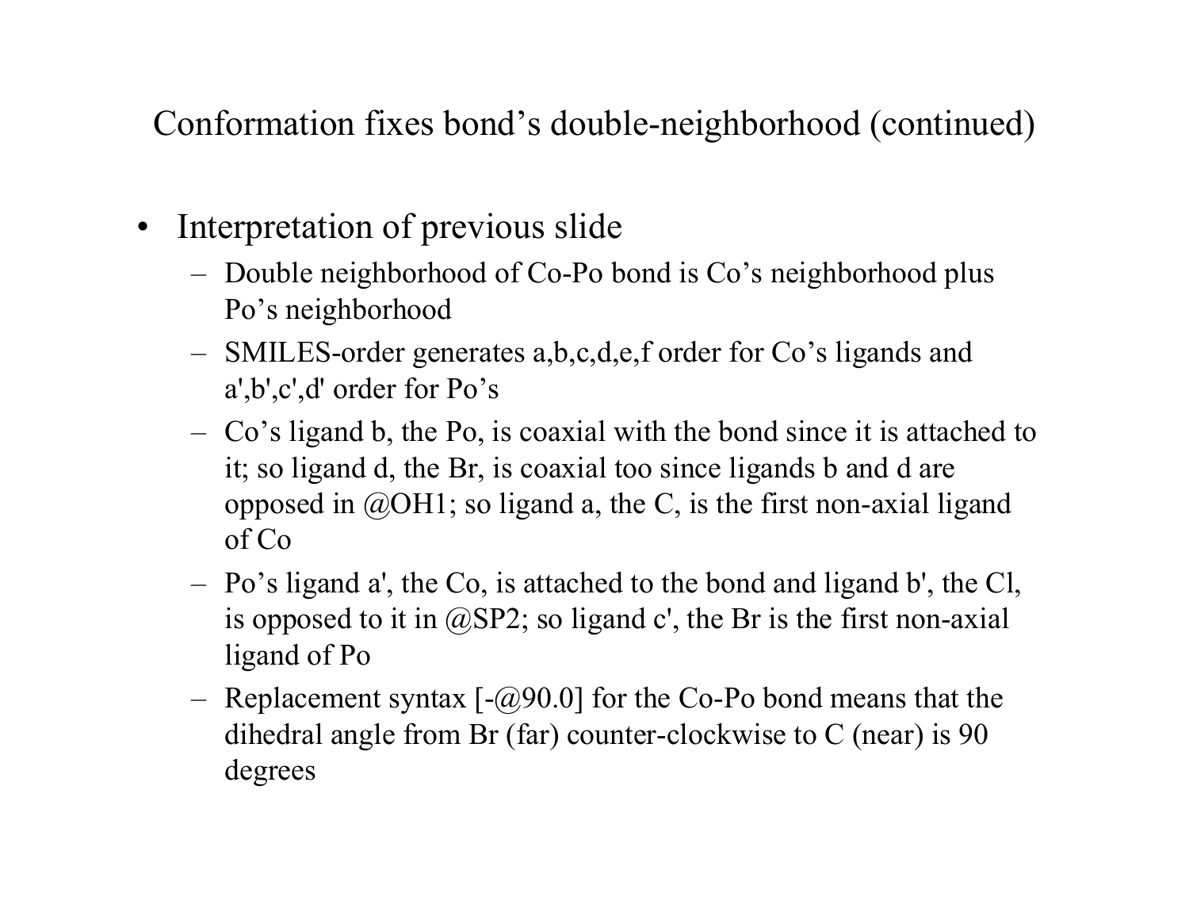# Conformation fixes bond's double-neighborhood (continued)

- Interpretation of previous slide
  - Double neighborhood of Co-Po bond is Co's neighborhood plus Po's neighborhood
  - SMILES-order generates a,b,c,d,e,f order for Co's ligands and a',b',c',d' order for Po's
  - Co's ligand b, the Po, is coaxial with the bond since it is attached to it; so ligand d, the Br, is coaxial too since ligands b and d are opposed in @OH1; so ligand a, the C, is the first non-axial ligand of Co
  - Po's ligand a', the Co, is attached to the bond and ligand b', the Cl, is opposed to it in @SP2; so ligand c', the Br is the first non-axial ligand of Po
  - Replacement syntax [-@90.0] for the Co-Po bond means that the dihedral angle from Br (far) counter-clockwise to C (near) is 90 degrees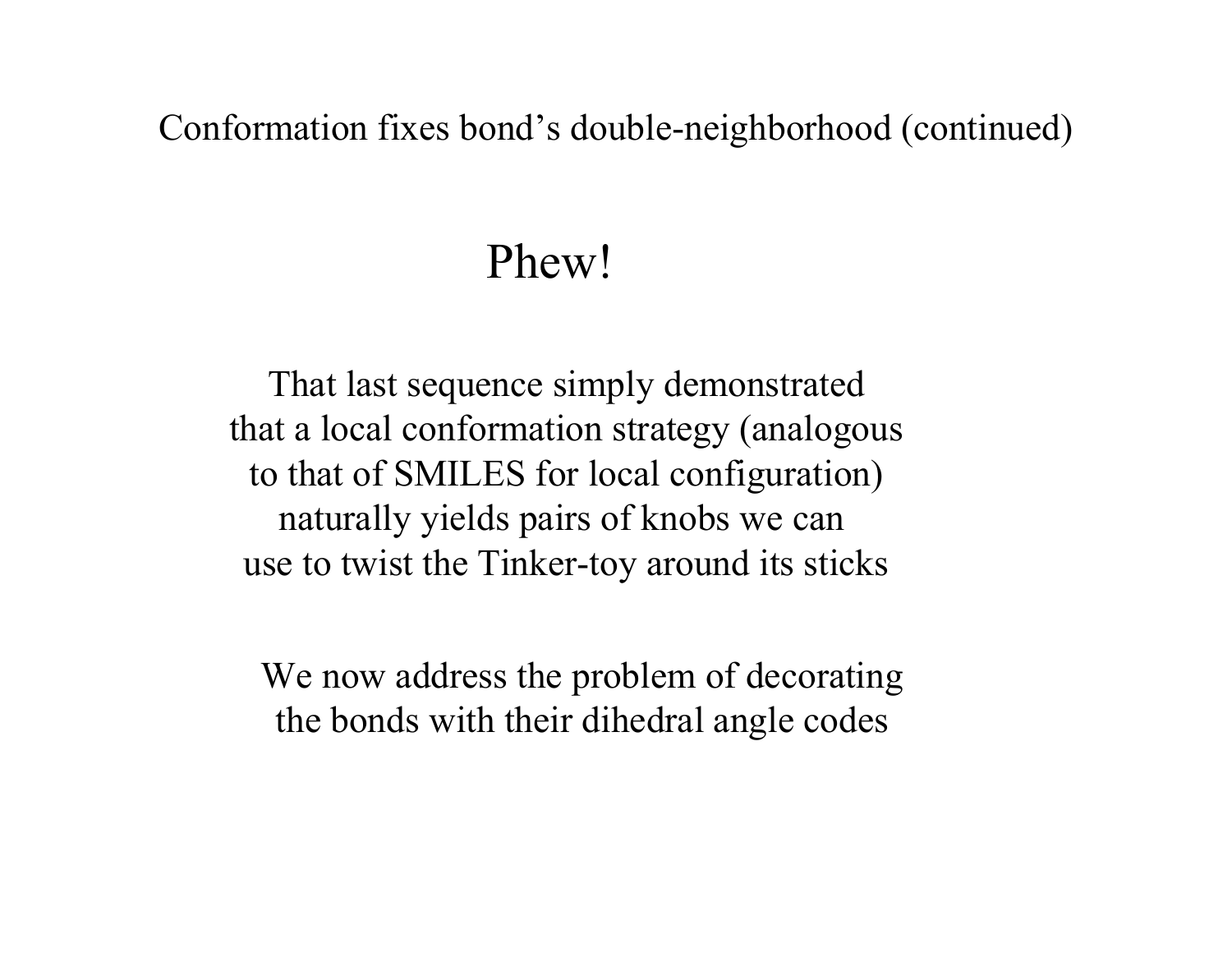## Conformation fixes bond's double-neighborhood (continued)

### Phew!

That last sequence simply demonstrated
that a local conformation strategy (analogous
to that of SMILES for local configuration)
naturally yields pairs of knobs we can
use to twist the Tinker-toy around its sticks

We now address the problem of decorating
the bonds with their dihedral angle codes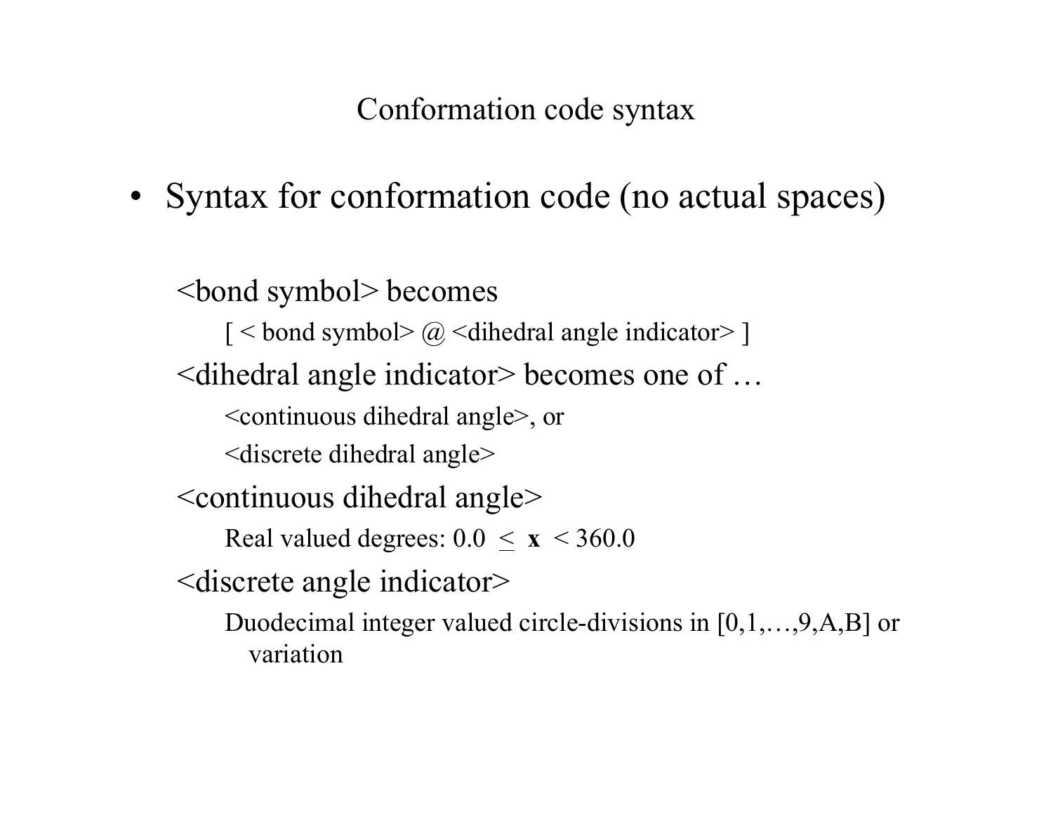# Conformation code syntax

- Syntax for conformation code (no actual spaces)

  <bond symbol> becomes

    [ < bond symbol> @ <dihedral angle indicator> ]

  <dihedral angle indicator> becomes one of …

    <continuous dihedral angle>, or

    <discrete dihedral angle>

  <continuous dihedral angle>

    Real valued degrees: $0.0 \leq \mathbf{x} < 360.0$

  <discrete angle indicator>

    Duodecimal integer valued circle-divisions in [0,1,…,9,A,B] or variation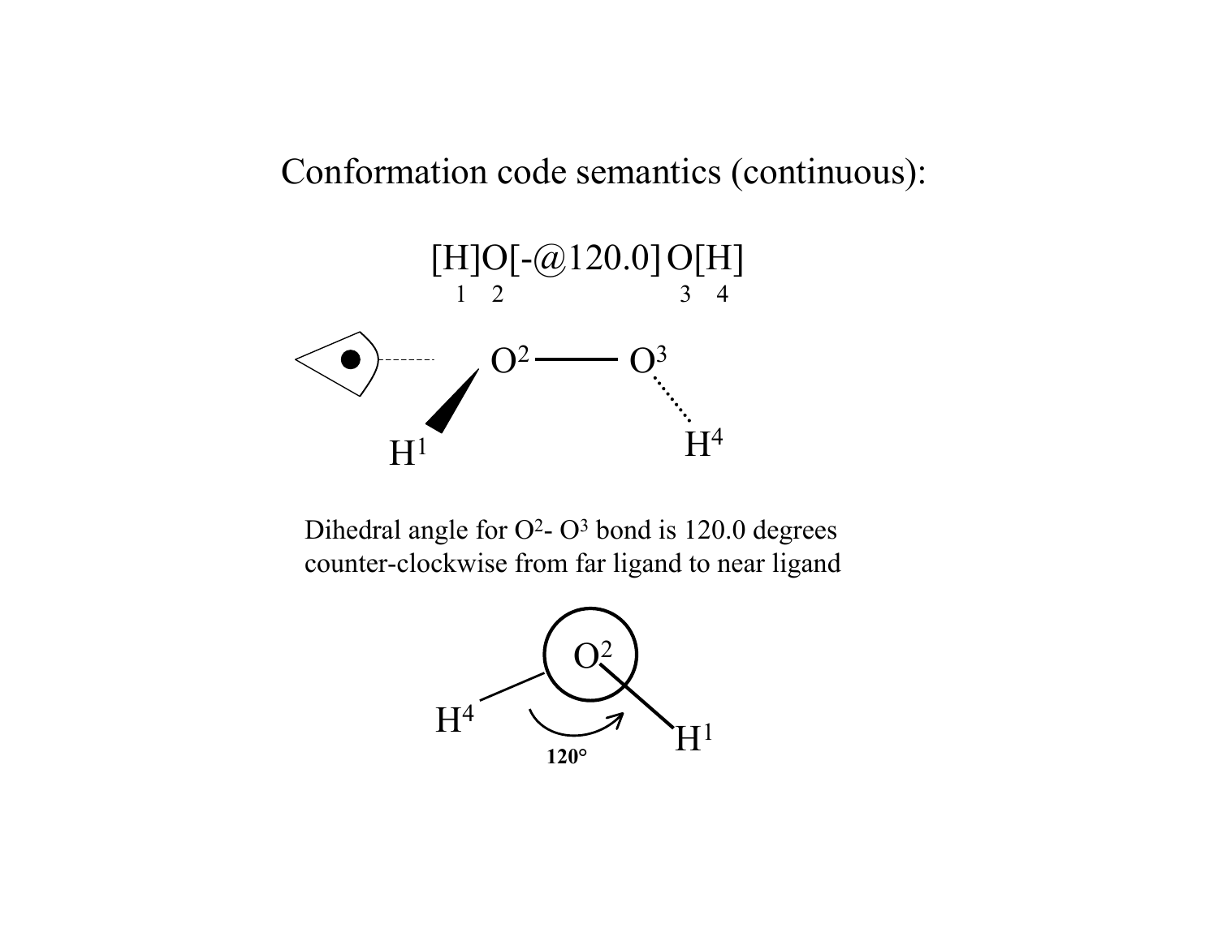# Conformation code semantics (continuous):

```
[H]O[-@120.0]O[H]
 1  2          3  4
```

Dihedral angle for $O^2$- $O^3$ bond is 120.0 degrees counter-clockwise from far ligand to near ligand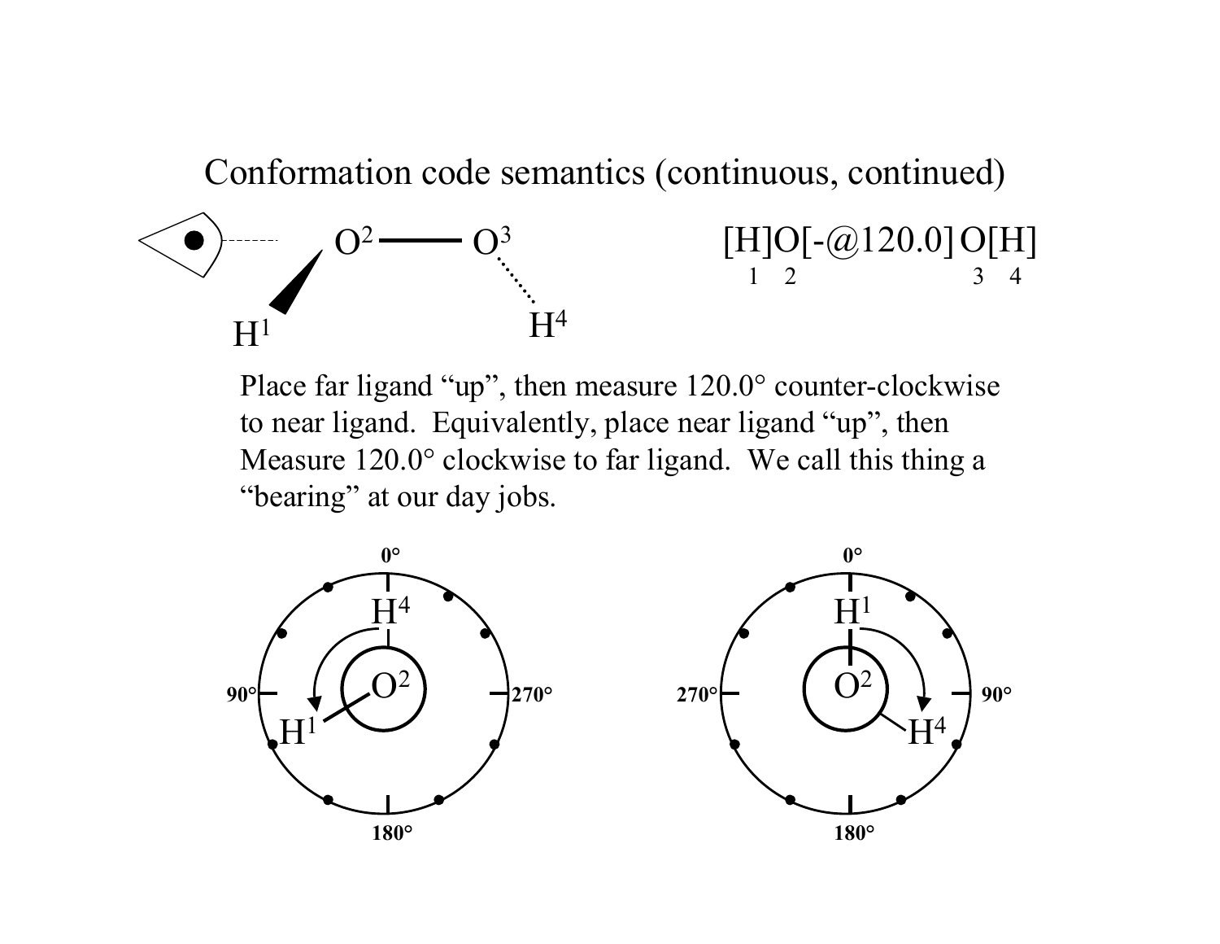# Conformation code semantics (continuous, continued)

[H]O[-@120.0]O[H]

Place far ligand "up", then measure 120.0° counter-clockwise to near ligand. Equivalently, place near ligand "up", then Measure 120.0° clockwise to far ligand. We call this thing a "bearing" at our day jobs.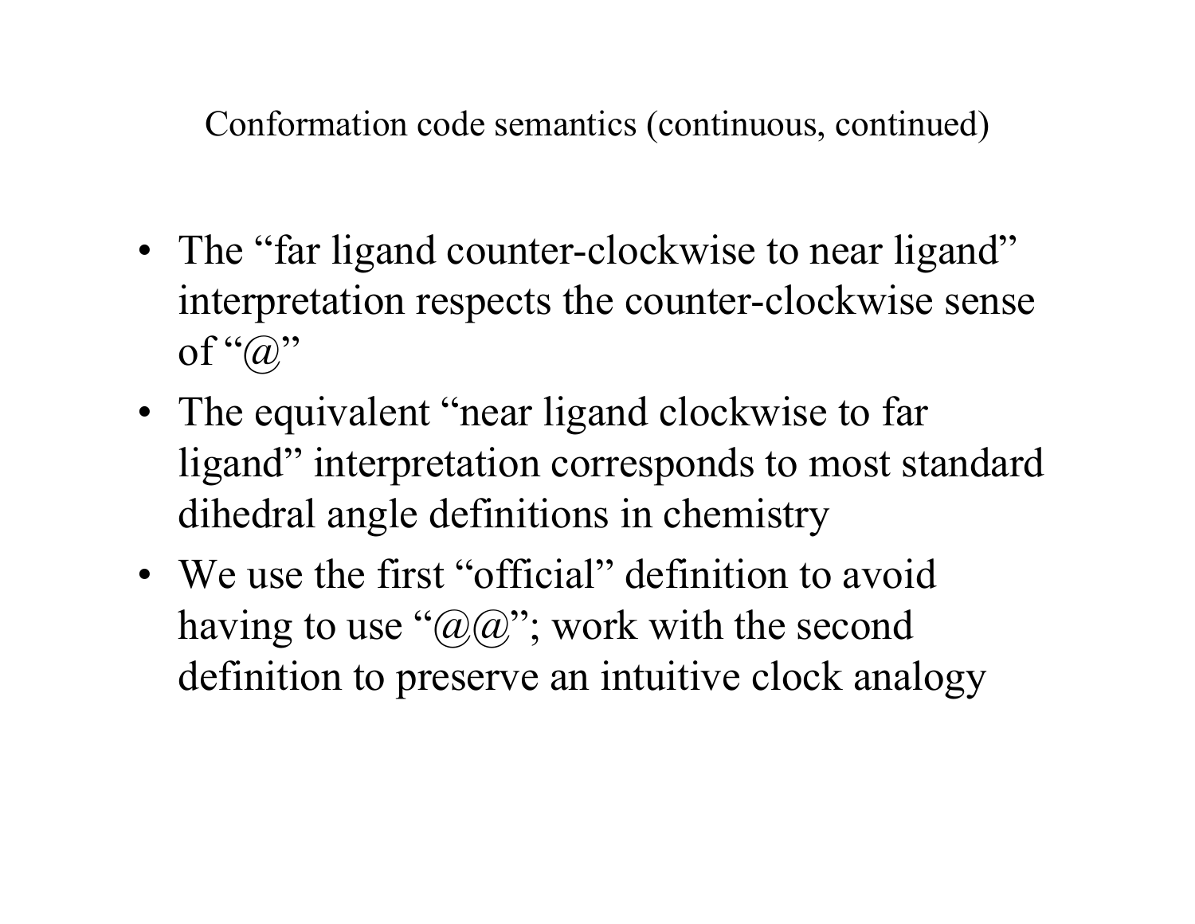# Conformation code semantics (continuous, continued)

- The “far ligand counter-clockwise to near ligand” interpretation respects the counter-clockwise sense of “@”
- The equivalent “near ligand clockwise to far ligand” interpretation corresponds to most standard dihedral angle definitions in chemistry
- We use the first “official” definition to avoid having to use “@@”; work with the second definition to preserve an intuitive clock analogy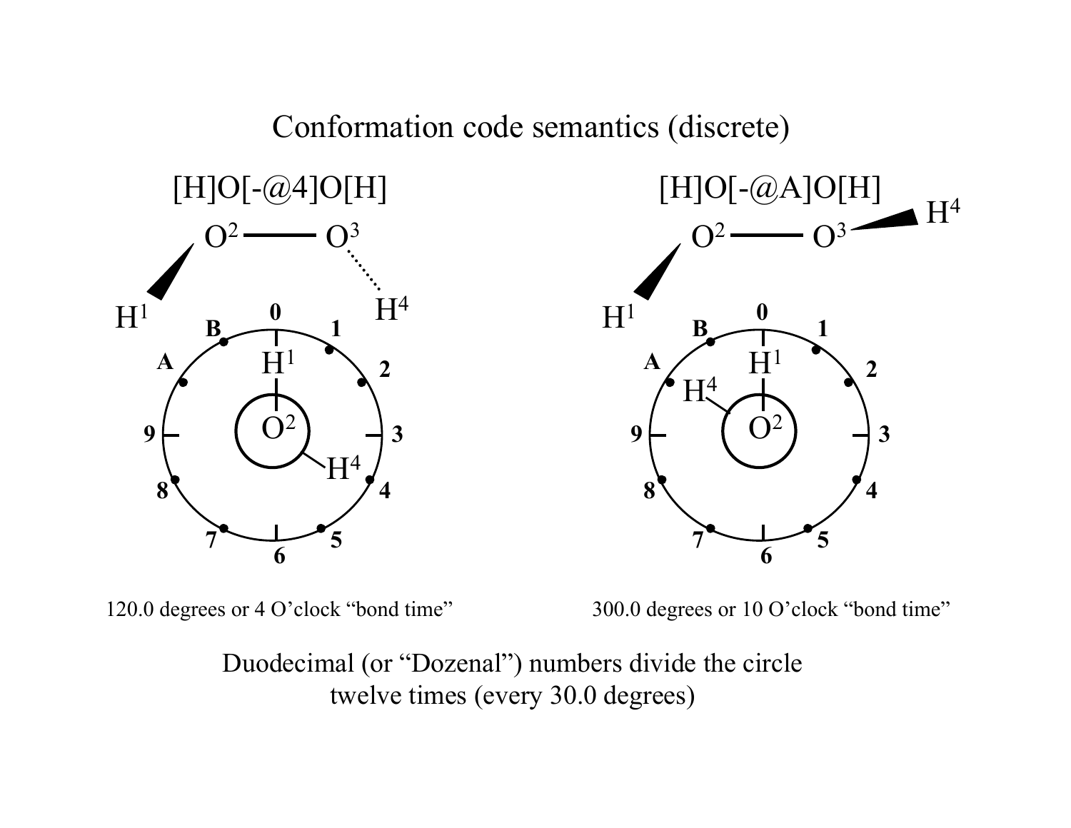# Conformation code semantics (discrete)

[H]O[-@4]O[H]

[H]O[-@A]O[H]

120.0 degrees or 4 O'clock "bond time"

300.0 degrees or 10 O'clock "bond time"

Duodecimal (or "Dozenal") numbers divide the circle twelve times (every 30.0 degrees)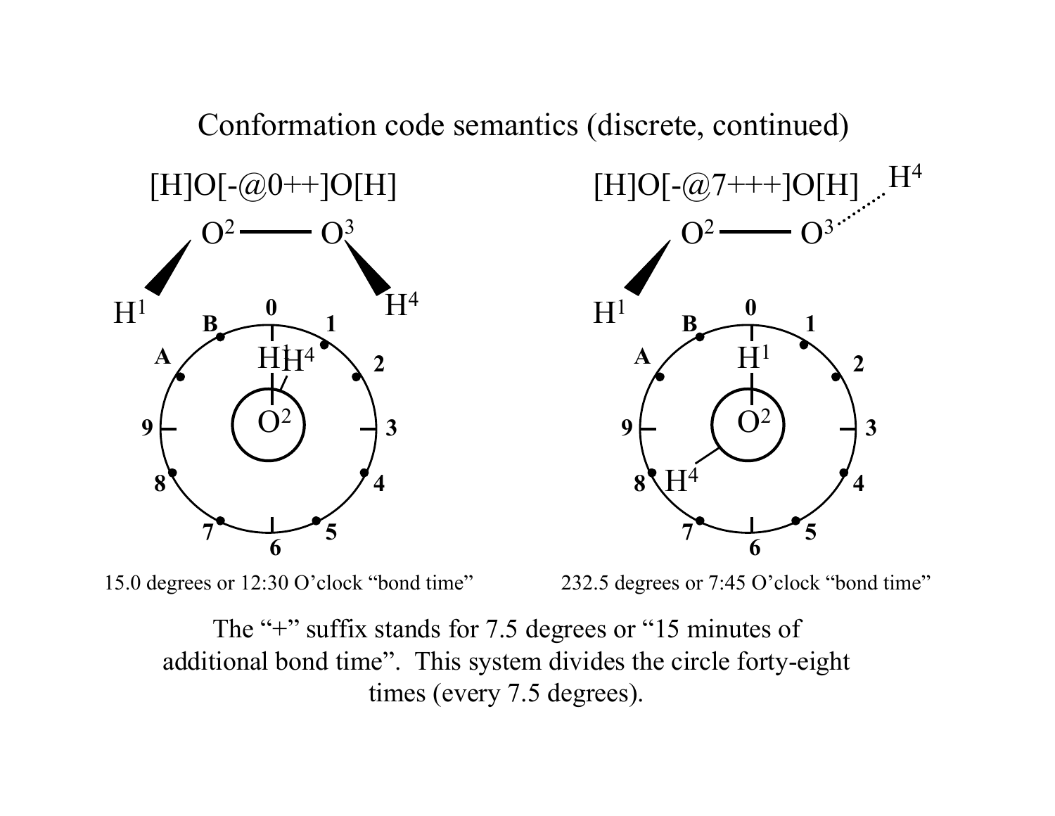# Conformation code semantics (discrete, continued)

[H]O[-@0++]O[H]

15.0 degrees or 12:30 O'clock "bond time"

[H]O[-@7+++]O[H]

232.5 degrees or 7:45 O'clock "bond time"

The "+" suffix stands for 7.5 degrees or "15 minutes of additional bond time". This system divides the circle forty-eight times (every 7.5 degrees).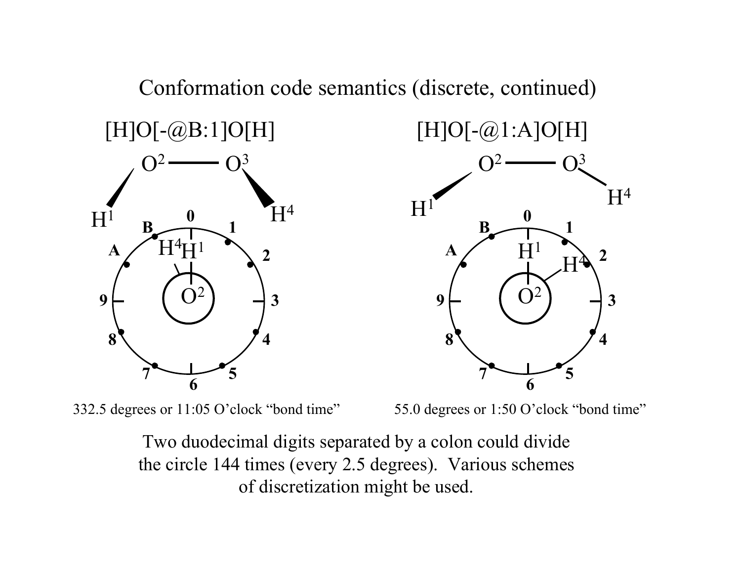# Conformation code semantics (discrete, continued)

[H]O[-@B:1]O[H]

332.5 degrees or 11:05 O'clock "bond time"

[H]O[-@1:A]O[H]

55.0 degrees or 1:50 O'clock "bond time"

Two duodecimal digits separated by a colon could divide the circle 144 times (every 2.5 degrees). Various schemes of discretization might be used.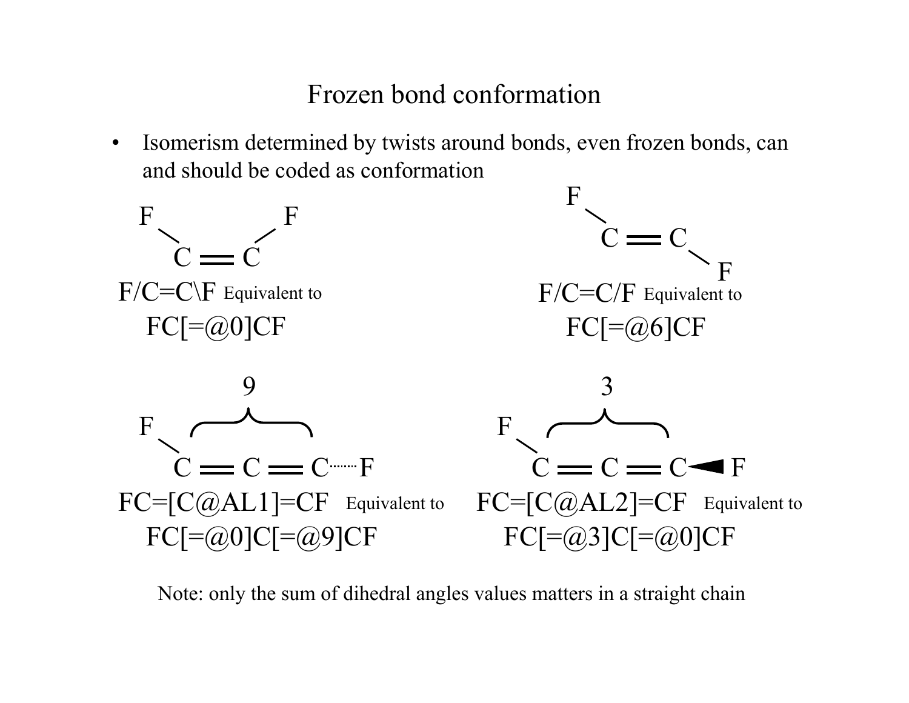# Frozen bond conformation

- Isomerism determined by twists around bonds, even frozen bonds, can and should be coded as conformation

F/C=C\F Equivalent to
FC[=@0]CF

F/C=C/F Equivalent to
FC[=@6]CF

9

FC=[C@AL1]=CF Equivalent to
FC[=@0]C[=@9]CF

3

FC=[C@AL2]=CF Equivalent to
FC[=@3]C[=@0]CF

Note: only the sum of dihedral angles values matters in a straight chain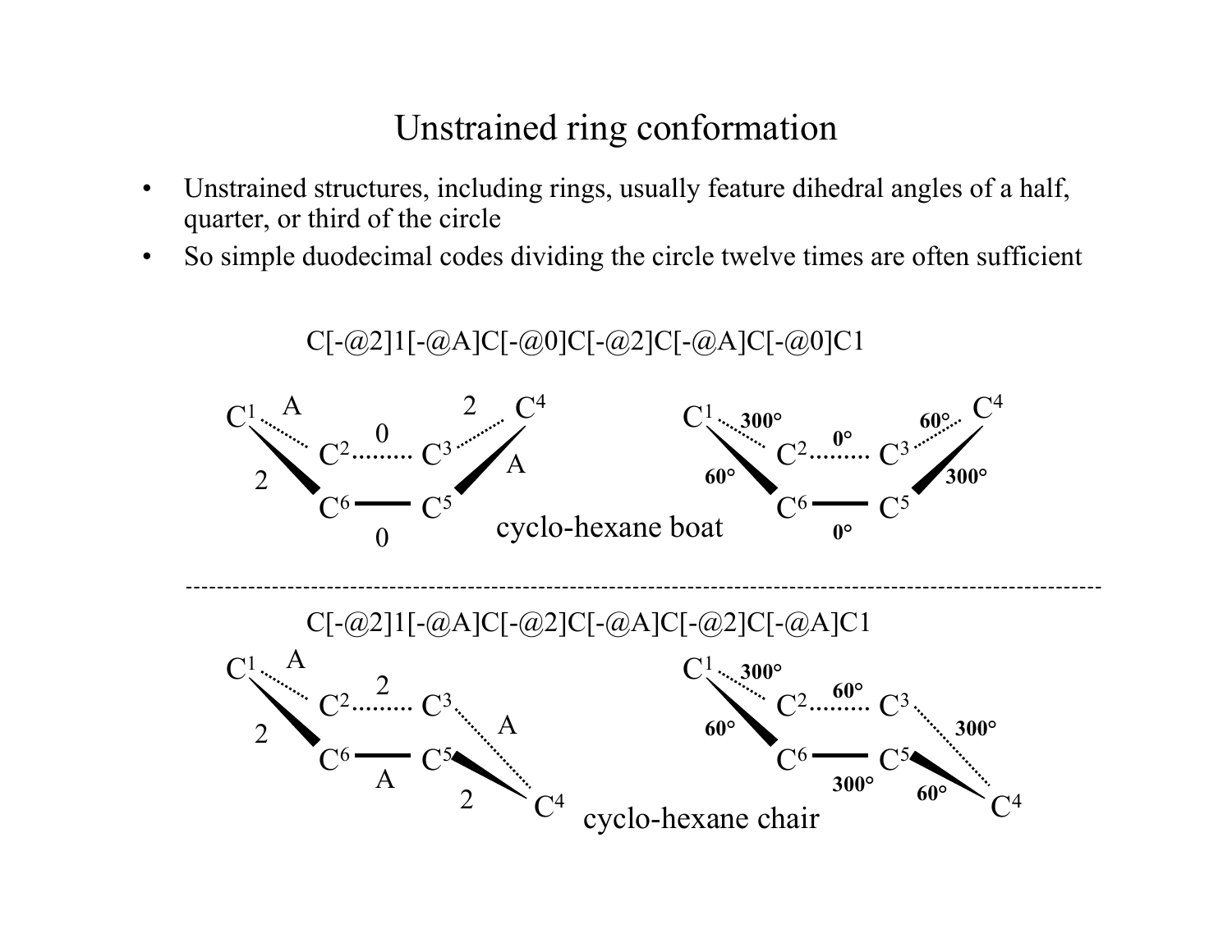# Unstrained ring conformation

- Unstrained structures, including rings, usually feature dihedral angles of a half, quarter, or third of the circle
- So simple duodecimal codes dividing the circle twelve times are often sufficient

C[-@2]1[-@A]C[-@0]C[-@2]C[-@A]C[-@0]C1

cyclo-hexane boat

C[-@2]1[-@A]C[-@2]C[-@A]C[-@2]C[-@A]C1

cyclo-hexane chair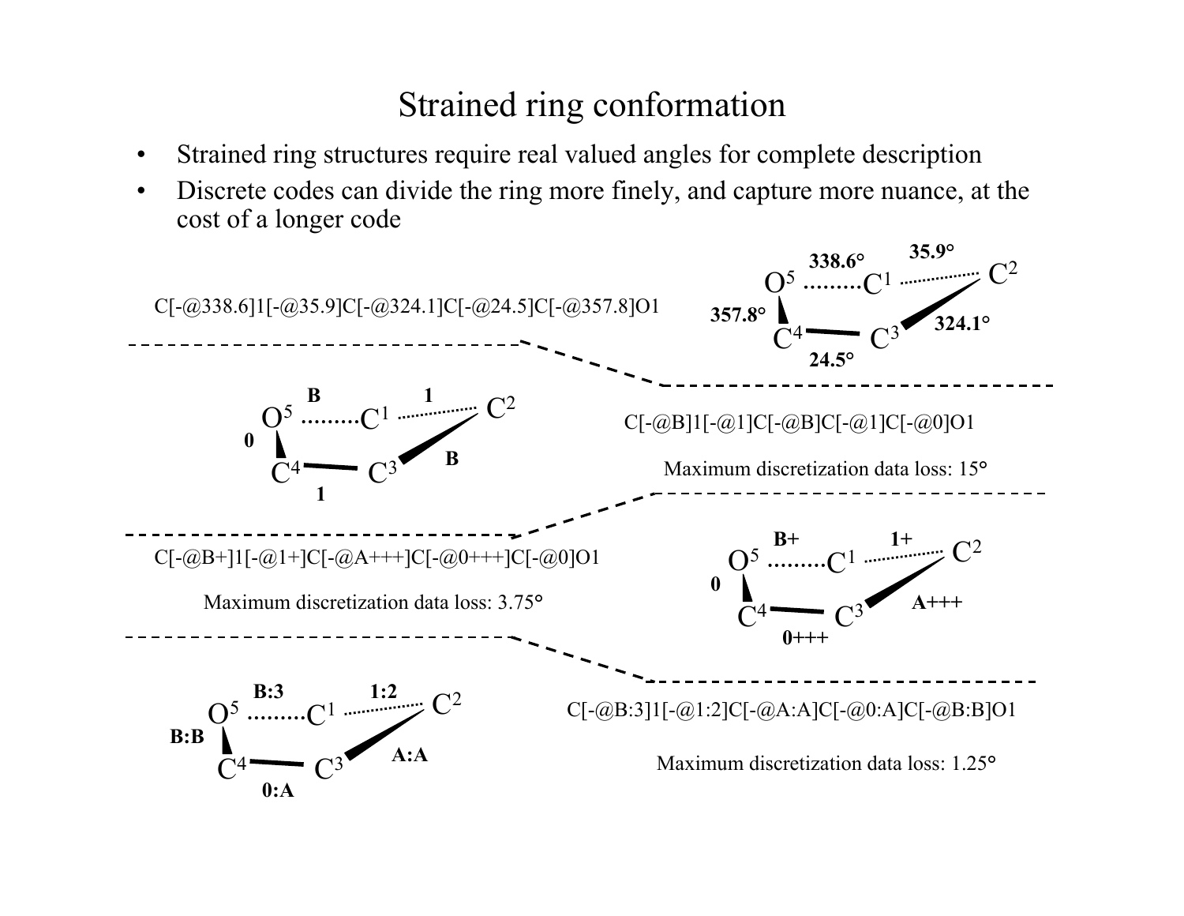# Strained ring conformation

- Strained ring structures require real valued angles for complete description
- Discrete codes can divide the ring more finely, and capture more nuance, at the cost of a longer code

C[-@338.6]1[-@35.9]C[-@324.1]C[-@24.5]C[-@357.8]O1

338.6° 35.9° $O^5$ $C^1$ $C^2$ 357.8° $C^4$ $C^3$ 324.1° 24.5°

B 1 $O^5$ $C^1$ $C^2$ 0 $C^4$ $C^3$ B 1

C[-@B]1[-@1]C[-@B]C[-@1]C[-@0]O1

Maximum discretization data loss: 15°

C[-@B+]1[-@1+]C[-@A+++]C[-@0+++]C[-@0]O1

Maximum discretization data loss: 3.75°

B+ 1+ $O^5$ $C^1$ $C^2$ 0 $C^4$ $C^3$ A+++ 0+++

B:3 1:2 $O^5$ $C^1$ $C^2$ B:B $C^4$ $C^3$ A:A 0:A

C[-@B:3]1[-@1:2]C[-@A:A]C[-@0:A]C[-@B:B]O1

Maximum discretization data loss: 1.25°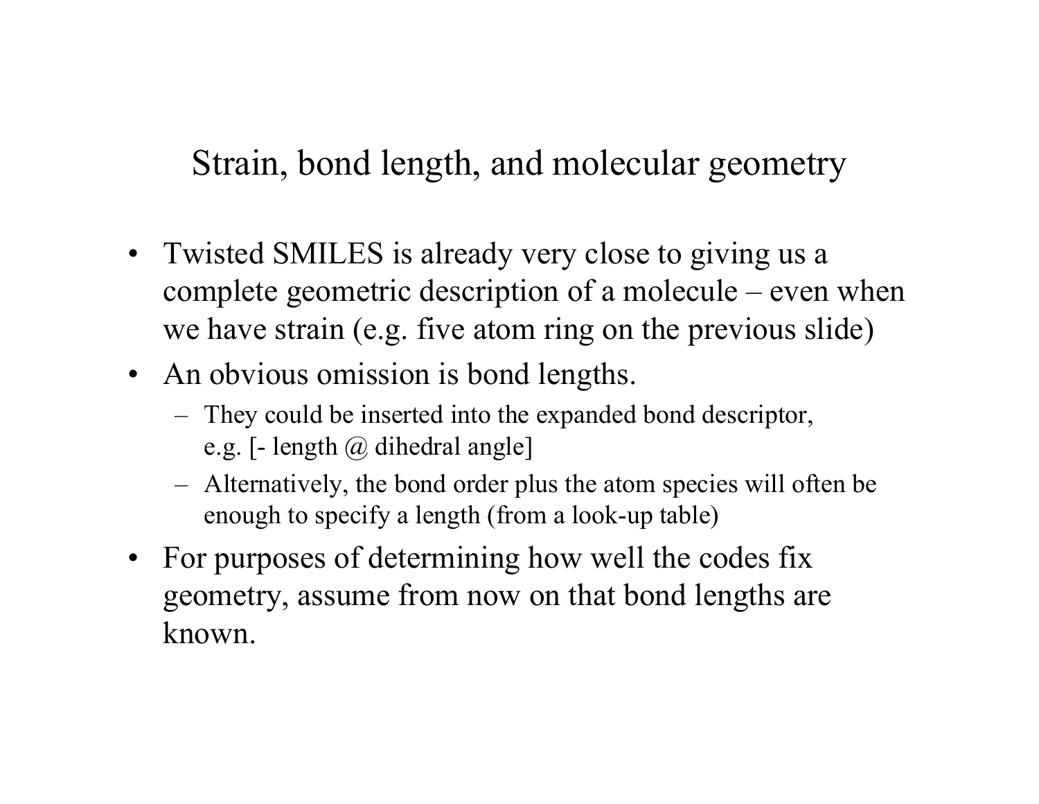# Strain, bond length, and molecular geometry

- Twisted SMILES is already very close to giving us a complete geometric description of a molecule – even when we have strain (e.g. five atom ring on the previous slide)
- An obvious omission is bond lengths.
  - They could be inserted into the expanded bond descriptor, e.g. [- length @ dihedral angle]
  - Alternatively, the bond order plus the atom species will often be enough to specify a length (from a look-up table)
- For purposes of determining how well the codes fix geometry, assume from now on that bond lengths are known.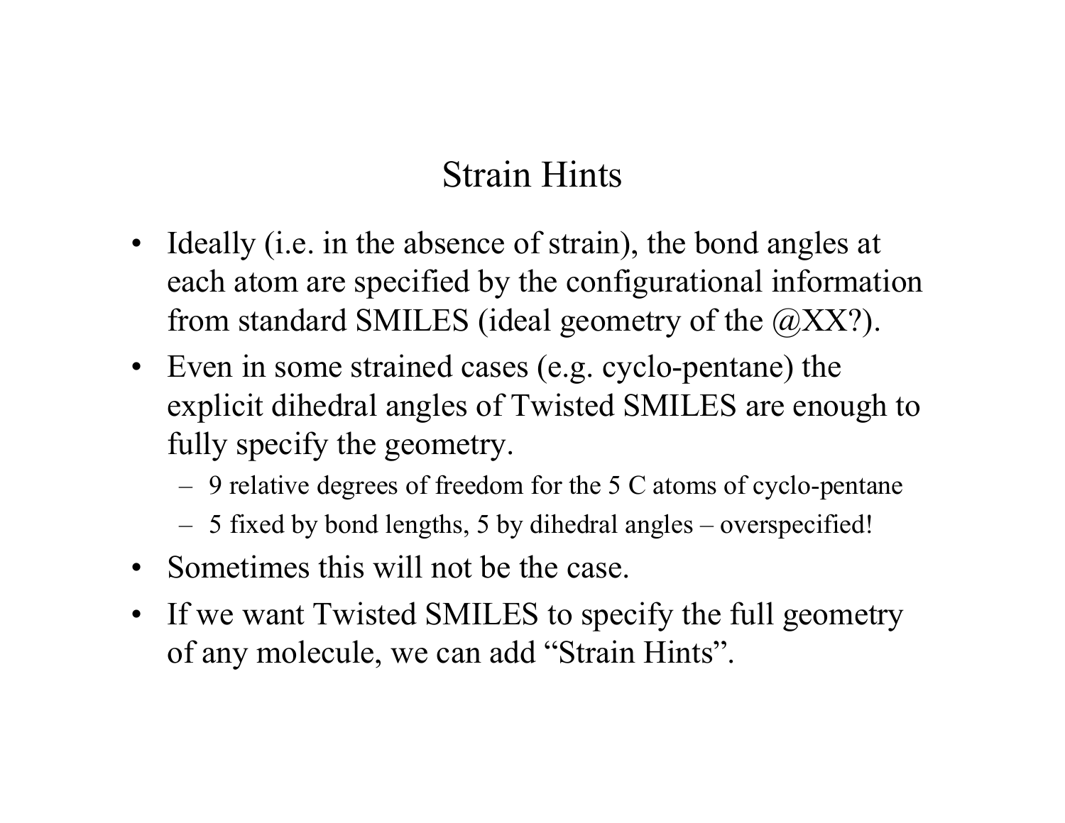# Strain Hints

- Ideally (i.e. in the absence of strain), the bond angles at each atom are specified by the configurational information from standard SMILES (ideal geometry of the @XX?).
- Even in some strained cases (e.g. cyclo-pentane) the explicit dihedral angles of Twisted SMILES are enough to fully specify the geometry.
  - 9 relative degrees of freedom for the 5 C atoms of cyclo-pentane
  - 5 fixed by bond lengths, 5 by dihedral angles – overspecified!
- Sometimes this will not be the case.
- If we want Twisted SMILES to specify the full geometry of any molecule, we can add "Strain Hints".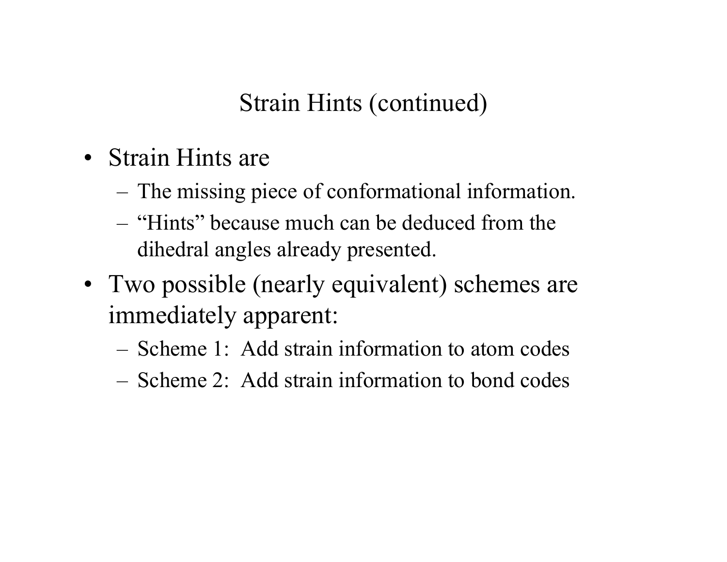# Strain Hints (continued)

- Strain Hints are
  - The missing piece of conformational information.
  - "Hints" because much can be deduced from the dihedral angles already presented.
- Two possible (nearly equivalent) schemes are immediately apparent:
  - Scheme 1: Add strain information to atom codes
  - Scheme 2: Add strain information to bond codes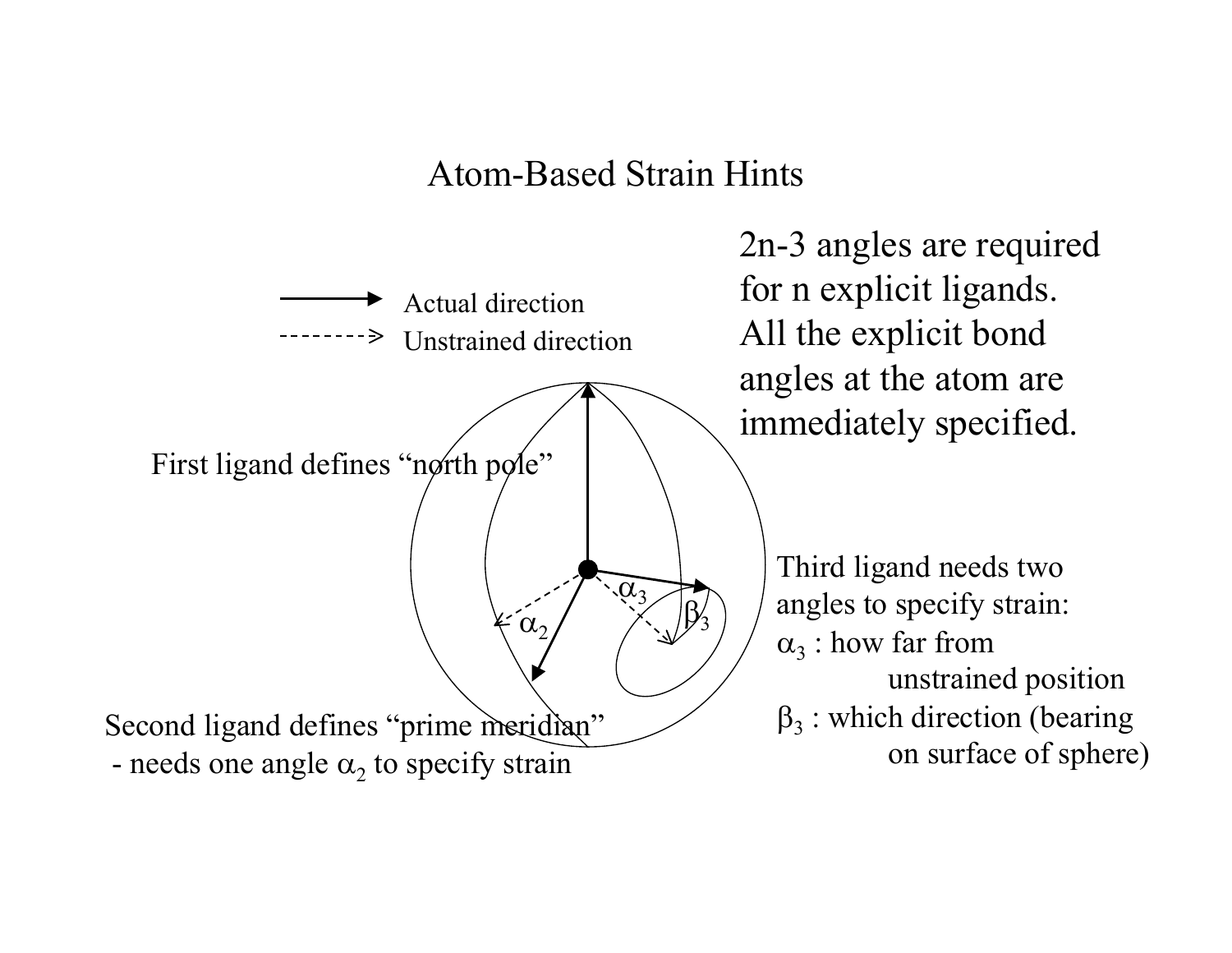# Atom-Based Strain Hints

2n-3 angles are required for n explicit ligands. All the explicit bond angles at the atom are immediately specified.

→ Actual direction

⇢ Unstrained direction

First ligand defines "north pole"

Second ligand defines "prime meridian" - needs one angle $\alpha_2$ to specify strain

Third ligand needs two angles to specify strain:

$\alpha_3$ : how far from unstrained position

$\beta_3$ : which direction (bearing on surface of sphere)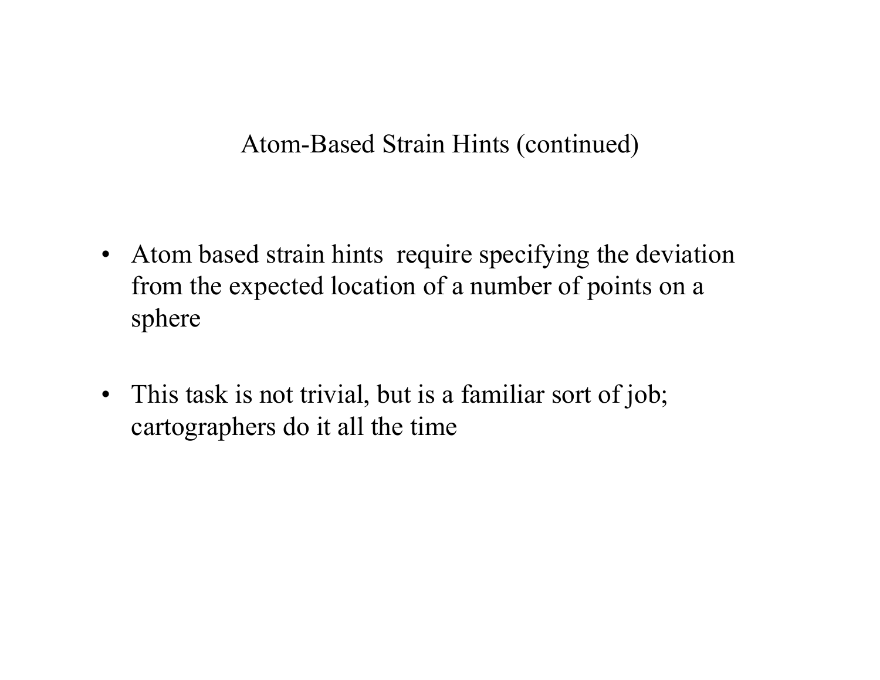## Atom-Based Strain Hints (continued)

- Atom based strain hints require specifying the deviation from the expected location of a number of points on a sphere

- This task is not trivial, but is a familiar sort of job; cartographers do it all the time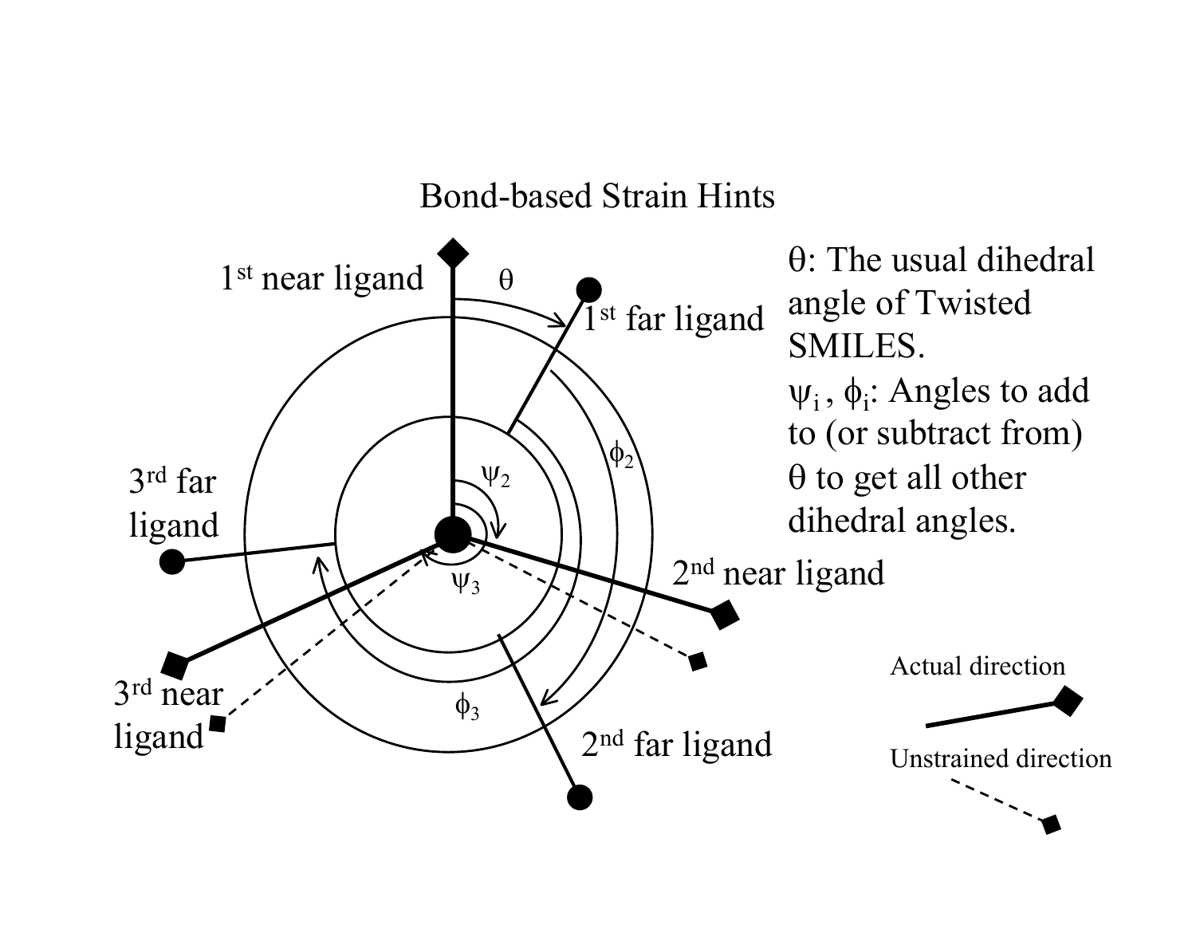Bond-based Strain Hints

1[st] near ligand

1[st] far ligand

2[nd] near ligand

2[nd] far ligand

3[rd] near ligand

3[rd] far ligand

$\theta$

$\psi_2$

$\psi_3$

$\phi_2$

$\phi_3$

$\theta$: The usual dihedral angle of Twisted SMILES.

$\psi_i$, $\phi_i$: Angles to add to (or subtract from) $\theta$ to get all other dihedral angles.

Actual direction

Unstrained direction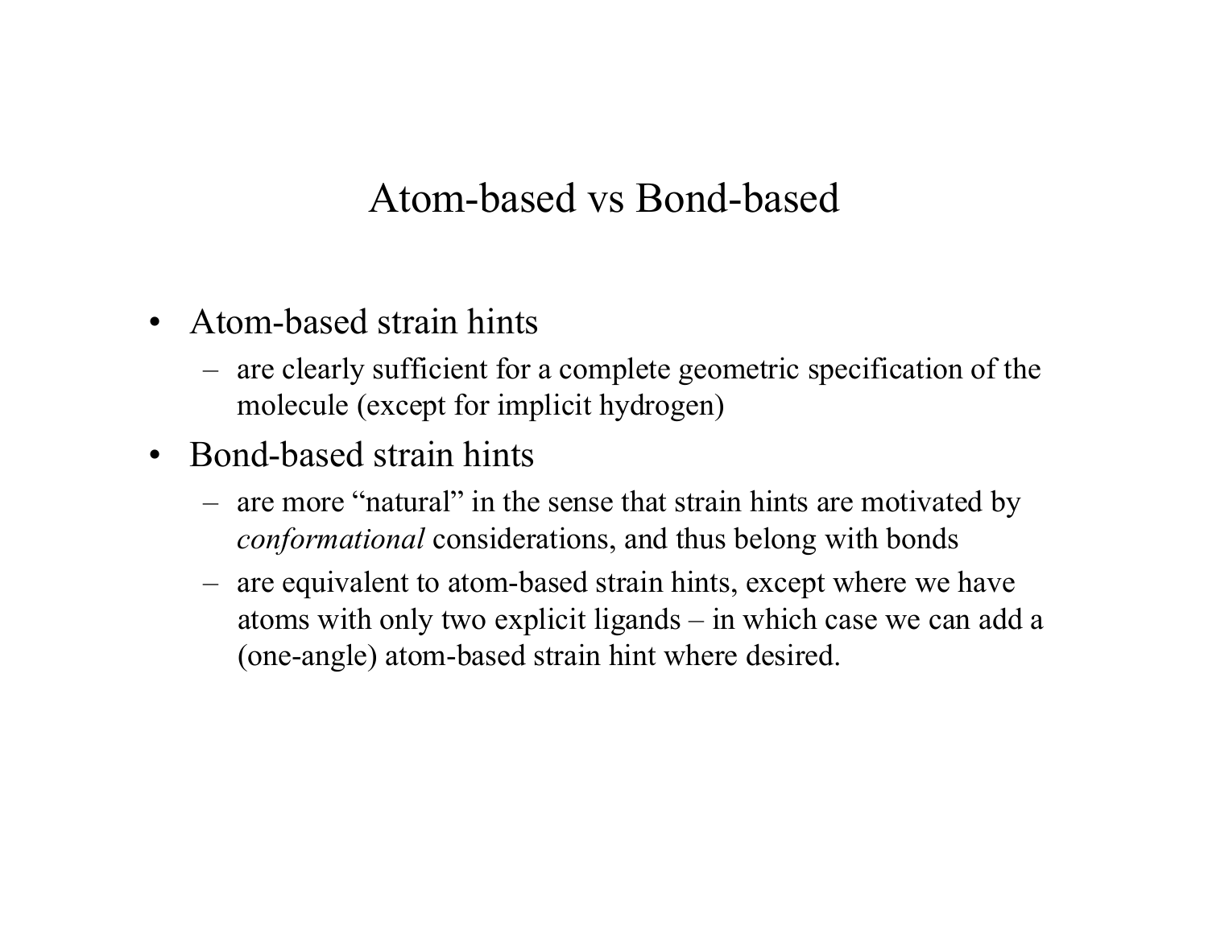# Atom-based vs Bond-based

- Atom-based strain hints
  - are clearly sufficient for a complete geometric specification of the molecule (except for implicit hydrogen)
- Bond-based strain hints
  - are more "natural" in the sense that strain hints are motivated by *conformational* considerations, and thus belong with bonds
  - are equivalent to atom-based strain hints, except where we have atoms with only two explicit ligands – in which case we can add a (one-angle) atom-based strain hint where desired.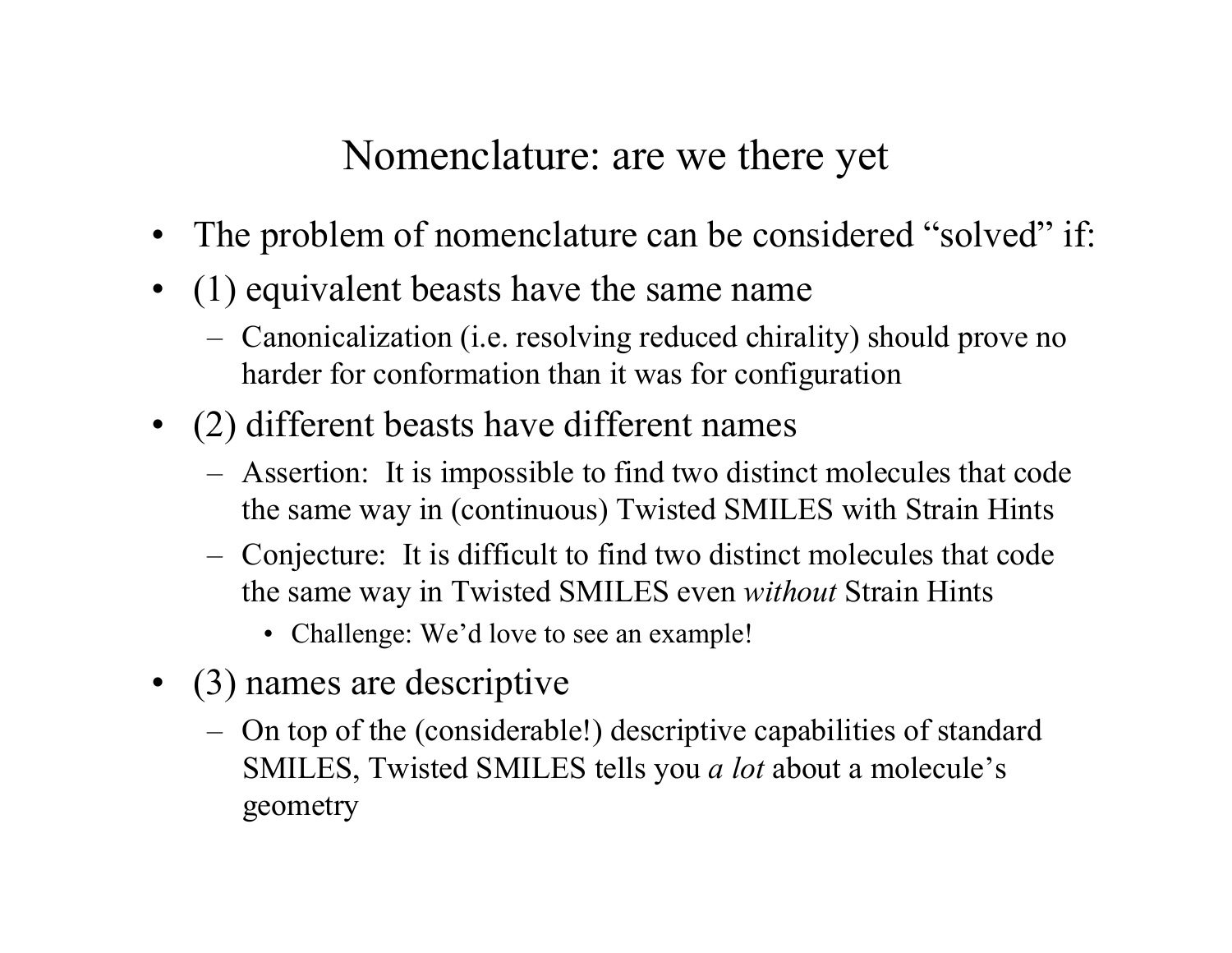# Nomenclature: are we there yet

- The problem of nomenclature can be considered “solved” if:
- (1) equivalent beasts have the same name
  - Canonicalization (i.e. resolving reduced chirality) should prove no harder for conformation than it was for configuration
- (2) different beasts have different names
  - Assertion: It is impossible to find two distinct molecules that code the same way in (continuous) Twisted SMILES with Strain Hints
  - Conjecture: It is difficult to find two distinct molecules that code the same way in Twisted SMILES even *without* Strain Hints
    - Challenge: We’d love to see an example!
- (3) names are descriptive
  - On top of the (considerable!) descriptive capabilities of standard SMILES, Twisted SMILES tells you *a lot* about a molecule’s geometry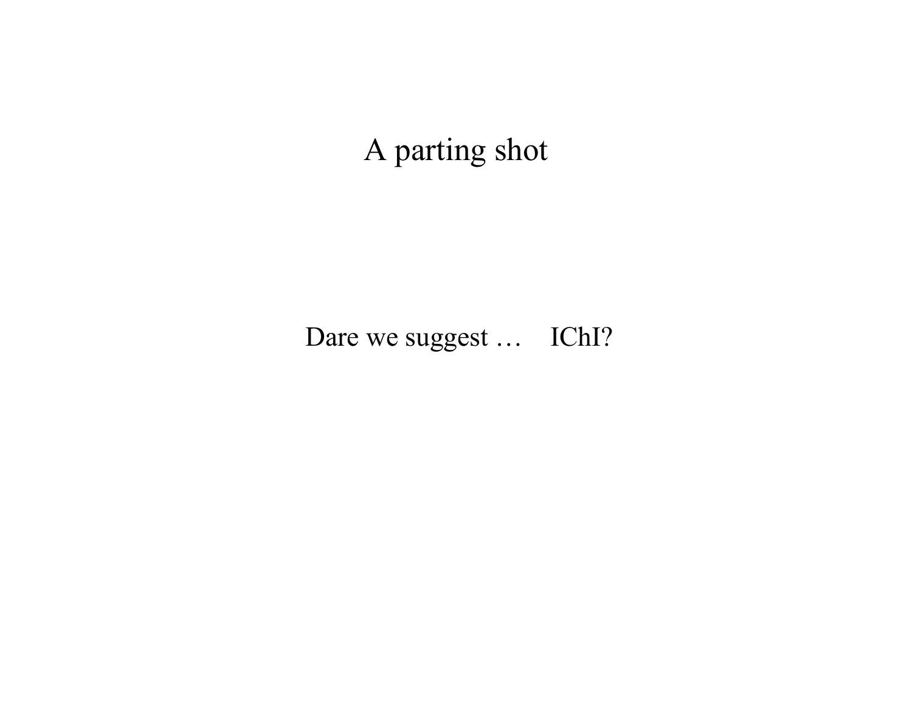# A parting shot

Dare we suggest … IChI?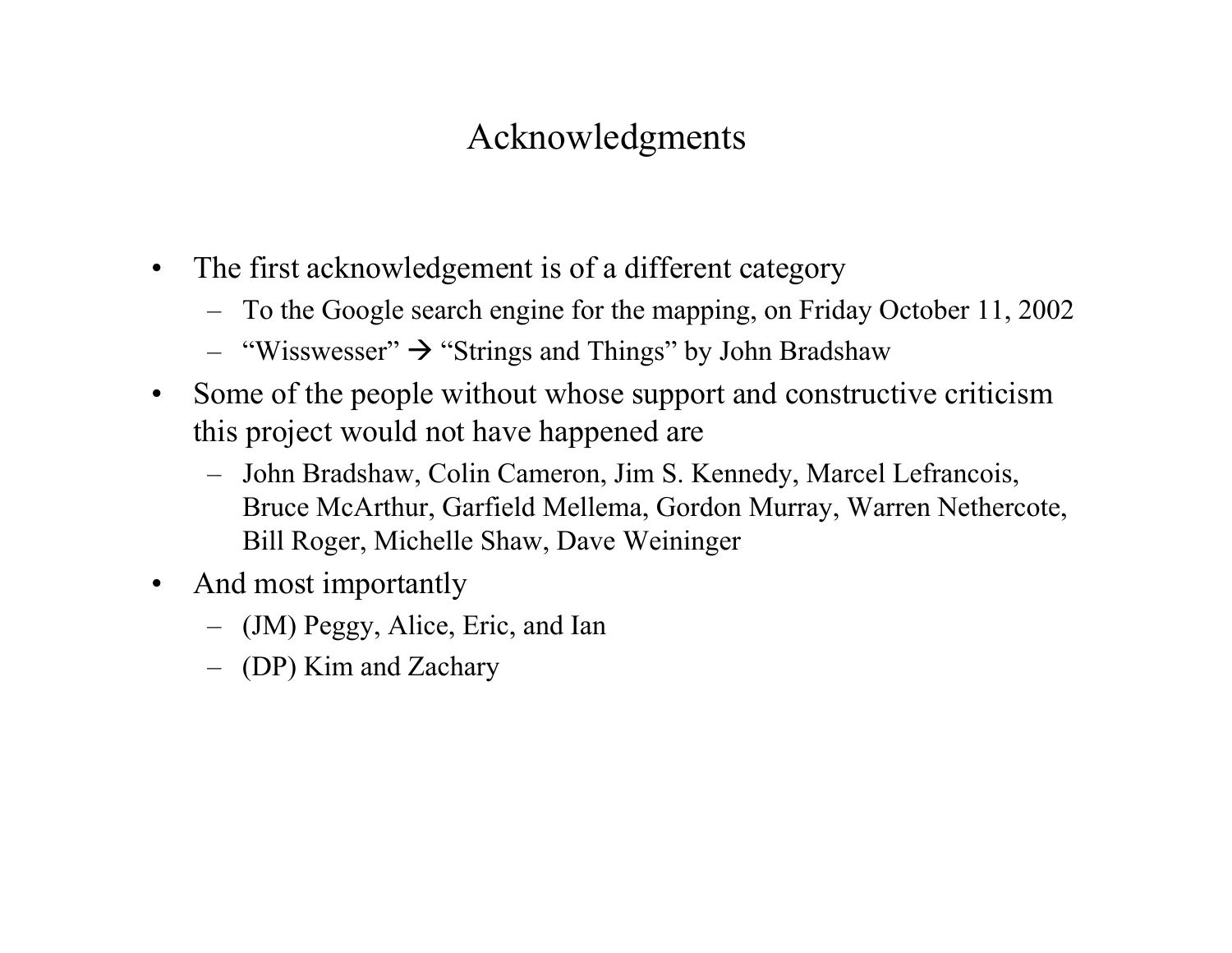# Acknowledgments

- The first acknowledgement is of a different category
  - To the Google search engine for the mapping, on Friday October 11, 2002
  - "Wisswesser" → "Strings and Things" by John Bradshaw
- Some of the people without whose support and constructive criticism this project would not have happened are
  - John Bradshaw, Colin Cameron, Jim S. Kennedy, Marcel Lefrancois, Bruce McArthur, Garfield Mellema, Gordon Murray, Warren Nethercote, Bill Roger, Michelle Shaw, Dave Weininger
- And most importantly
  - (JM) Peggy, Alice, Eric, and Ian
  - (DP) Kim and Zachary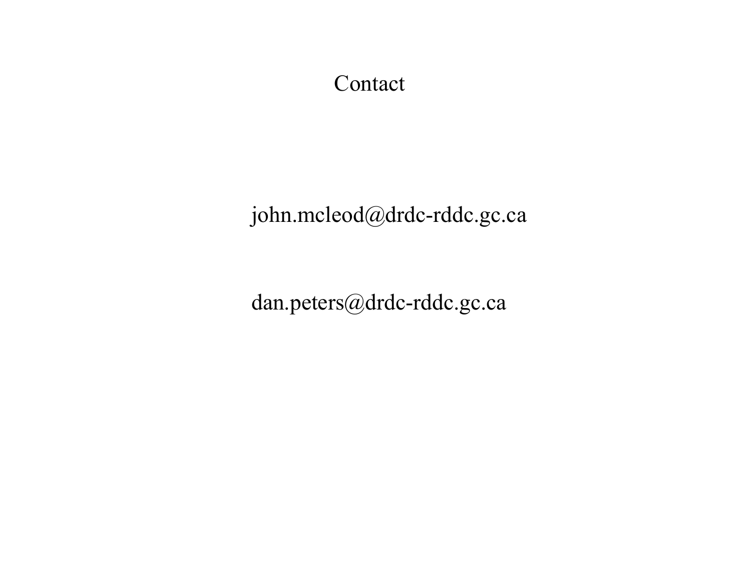# Contact

john.mcleod@drdc-rddc.gc.ca

dan.peters@drdc-rddc.gc.ca